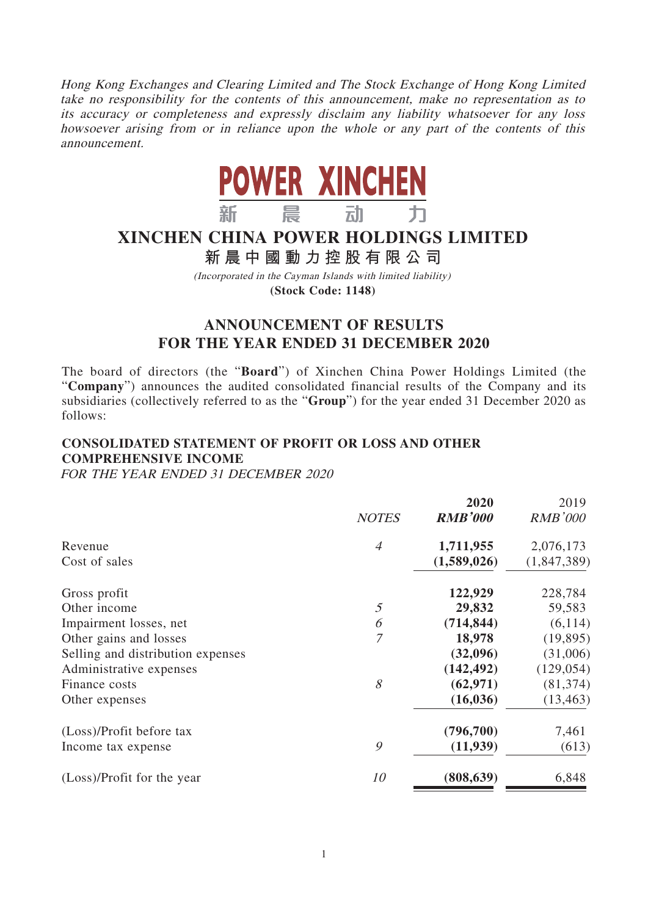*Hong Kong Exchanges and Clearing Limited and The Stock Exchange of Hong Kong Limited take no responsibility for the contents of this announcement, make no representation as to its accuracy or completeness and expressly disclaim any liability whatsoever for any loss howsoever arising from or in reliance upon the whole or any part of the contents of this announcement.*

**POWER XINCHEN**
**新 晨 动 力**

# XINCHEN CHINA POWER HOLDINGS LIMITED

# 新晨中國動力控股有限公司

*(Incorporated in the Cayman Islands with limited liability)*

**(Stock Code: 1148)**

## ANNOUNCEMENT OF RESULTS FOR THE YEAR ENDED 31 DECEMBER 2020

The board of directors (the "**Board**") of Xinchen China Power Holdings Limited (the "**Company**") announces the audited consolidated financial results of the Company and its subsidiaries (collectively referred to as the "**Group**") for the year ended 31 December 2020 as follows:

### CONSOLIDATED STATEMENT OF PROFIT OR LOSS AND OTHER COMPREHENSIVE INCOME

*FOR THE YEAR ENDED 31 DECEMBER 2020*

| | *NOTES* | **2020** *RMB'000* | 2019 *RMB'000* |
|---|---|---|---|
| Revenue | *4* | **1,711,955** | 2,076,173 |
| Cost of sales | | **(1,589,026)** | (1,847,389) |
| Gross profit | | **122,929** | 228,784 |
| Other income | *5* | **29,832** | 59,583 |
| Impairment losses, net | *6* | **(714,844)** | (6,114) |
| Other gains and losses | *7* | **18,978** | (19,895) |
| Selling and distribution expenses | | **(32,096)** | (31,006) |
| Administrative expenses | | **(142,492)** | (129,054) |
| Finance costs | *8* | **(62,971)** | (81,374) |
| Other expenses | | **(16,036)** | (13,463) |
| (Loss)/Profit before tax | | **(796,700)** | 7,461 |
| Income tax expense | *9* | **(11,939)** | (613) |
| (Loss)/Profit for the year | *10* | **(808,639)** | 6,848 |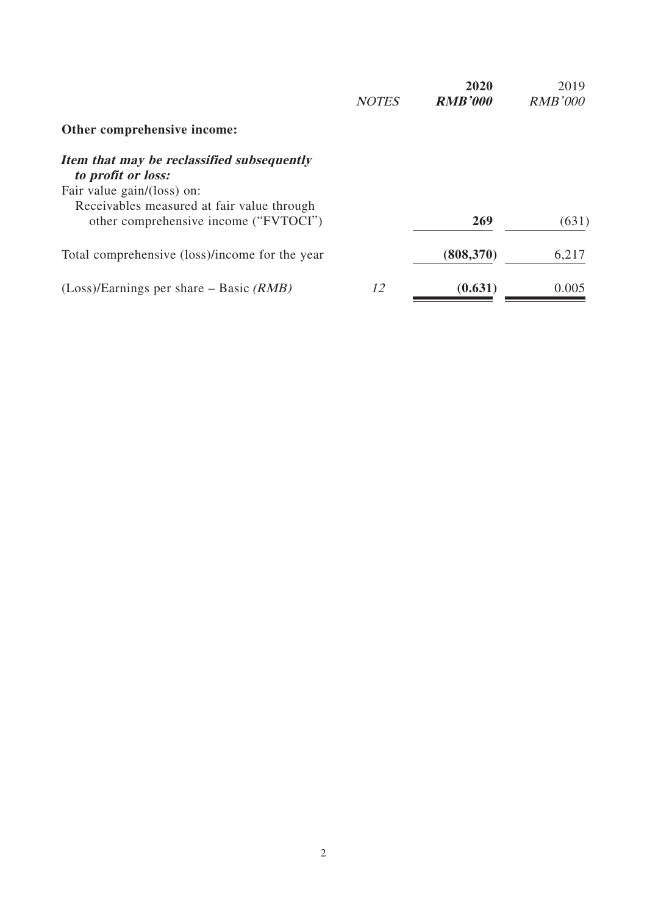| | *NOTES* | **2020** ***RMB'000*** | 2019 *RMB'000* |
|---|---|---|---|
| **Other comprehensive income:** | | | |
| ***Item that may be reclassified subsequently to profit or loss:*** | | | |
| Fair value gain/(loss) on: | | | |
| Receivables measured at fair value through other comprehensive income ("FVTOCI") | | **269** | (631) |
| Total comprehensive (loss)/income for the year | | **(808,370)** | 6,217 |
| (Loss)/Earnings per share – Basic *(RMB)* | *12* | **(0.631)** | 0.005 |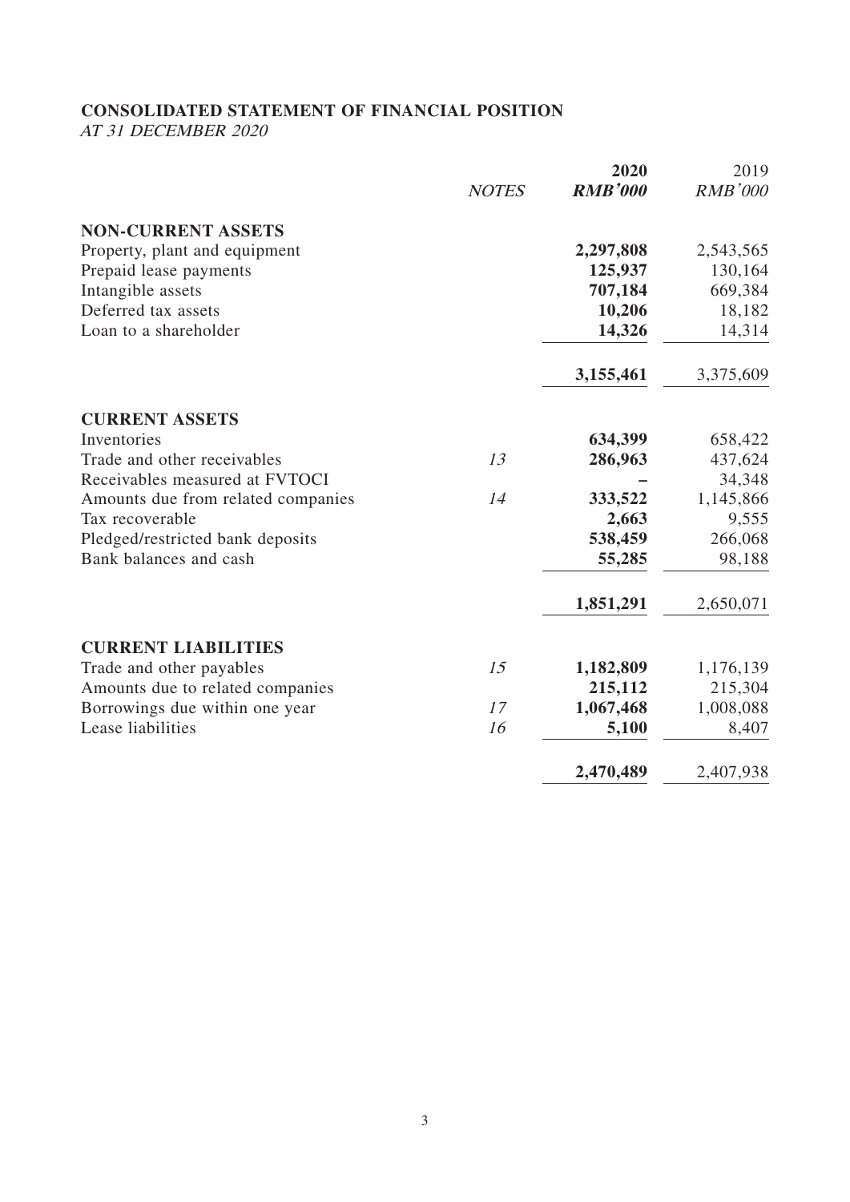## CONSOLIDATED STATEMENT OF FINANCIAL POSITION

*AT 31 DECEMBER 2020*

| | *NOTES* | **2020** | 2019 |
|---|---|---|---|
| | | ***RMB'000*** | *RMB'000* |
| **NON-CURRENT ASSETS** | | | |
| Property, plant and equipment | | **2,297,808** | 2,543,565 |
| Prepaid lease payments | | **125,937** | 130,164 |
| Intangible assets | | **707,184** | 669,384 |
| Deferred tax assets | | **10,206** | 18,182 |
| Loan to a shareholder | | **14,326** | 14,314 |
| | | **3,155,461** | 3,375,609 |
| **CURRENT ASSETS** | | | |
| Inventories | | **634,399** | 658,422 |
| Trade and other receivables | *13* | **286,963** | 437,624 |
| Receivables measured at FVTOCI | | **–** | 34,348 |
| Amounts due from related companies | *14* | **333,522** | 1,145,866 |
| Tax recoverable | | **2,663** | 9,555 |
| Pledged/restricted bank deposits | | **538,459** | 266,068 |
| Bank balances and cash | | **55,285** | 98,188 |
| | | **1,851,291** | 2,650,071 |
| **CURRENT LIABILITIES** | | | |
| Trade and other payables | *15* | **1,182,809** | 1,176,139 |
| Amounts due to related companies | | **215,112** | 215,304 |
| Borrowings due within one year | *17* | **1,067,468** | 1,008,088 |
| Lease liabilities | *16* | **5,100** | 8,407 |
| | | **2,470,489** | 2,407,938 |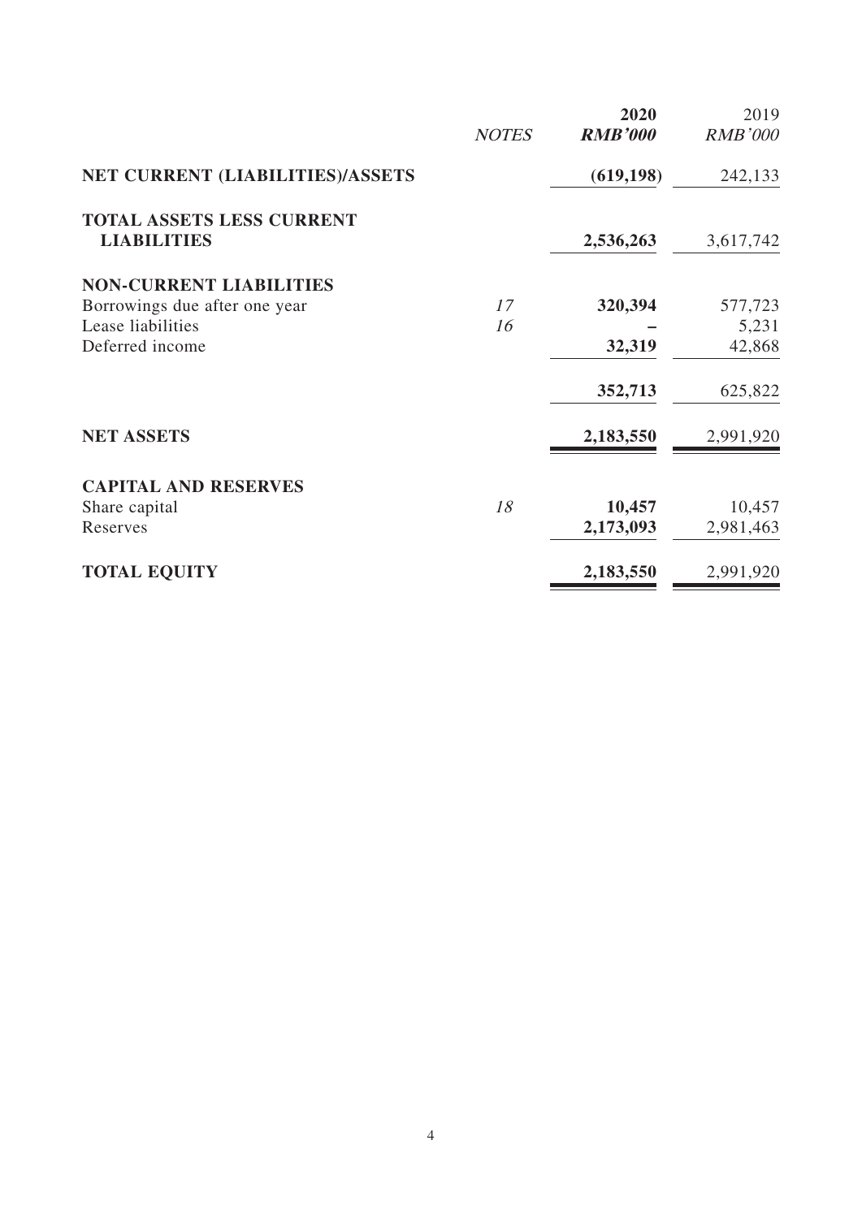| | *NOTES* | **2020** ***RMB'000*** | 2019 *RMB'000* |
|---|---|---|---|
| **NET CURRENT (LIABILITIES)/ASSETS** | | **(619,198)** | 242,133 |
| **TOTAL ASSETS LESS CURRENT LIABILITIES** | | **2,536,263** | 3,617,742 |
| **NON-CURRENT LIABILITIES** | | | |
| Borrowings due after one year | *17* | **320,394** | 577,723 |
| Lease liabilities | *16* | **–** | 5,231 |
| Deferred income | | **32,319** | 42,868 |
| | | **352,713** | 625,822 |
| **NET ASSETS** | | **2,183,550** | 2,991,920 |
| **CAPITAL AND RESERVES** | | | |
| Share capital | *18* | **10,457** | 10,457 |
| Reserves | | **2,173,093** | 2,981,463 |
| **TOTAL EQUITY** | | **2,183,550** | 2,991,920 |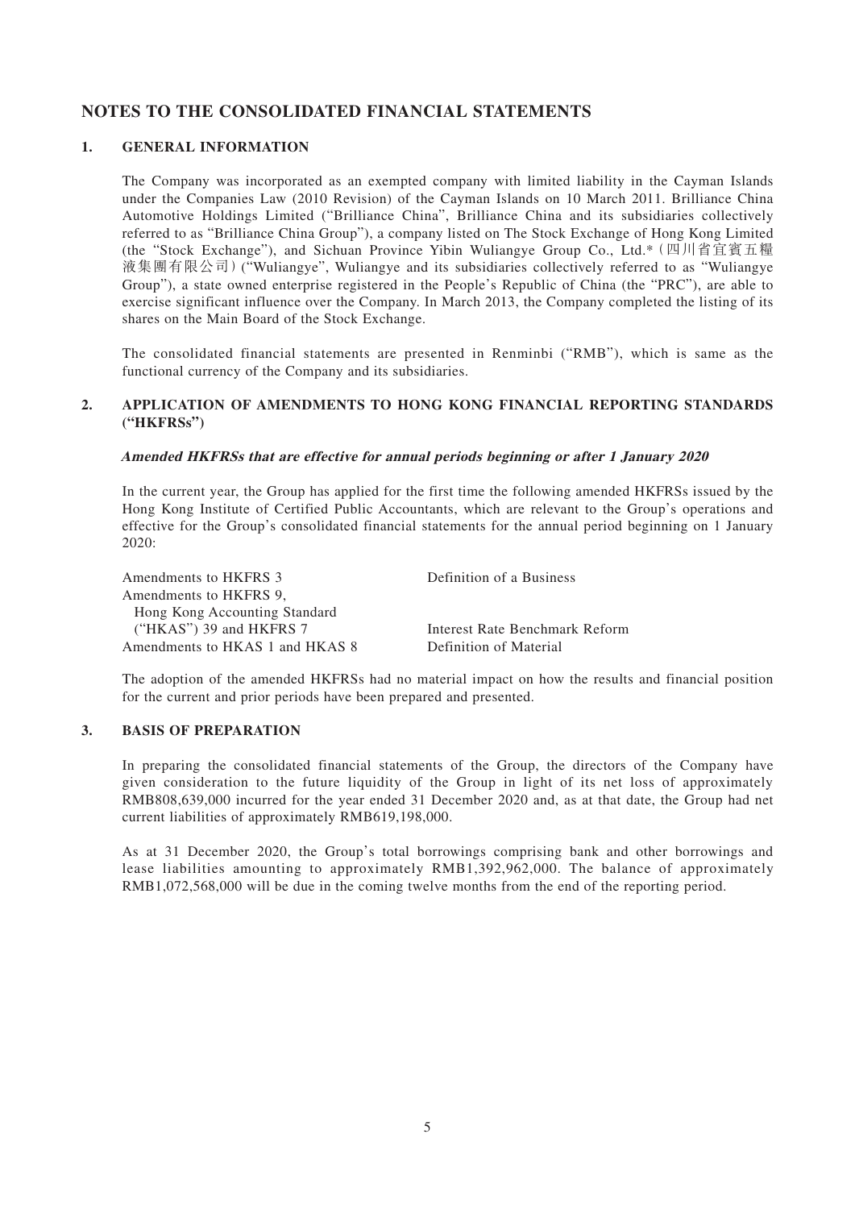# NOTES TO THE CONSOLIDATED FINANCIAL STATEMENTS

## 1. GENERAL INFORMATION

The Company was incorporated as an exempted company with limited liability in the Cayman Islands under the Companies Law (2010 Revision) of the Cayman Islands on 10 March 2011. Brilliance China Automotive Holdings Limited ("Brilliance China", Brilliance China and its subsidiaries collectively referred to as "Brilliance China Group"), a company listed on The Stock Exchange of Hong Kong Limited (the "Stock Exchange"), and Sichuan Province Yibin Wuliangye Group Co., Ltd.*（四川省宜賓五糧液集團有限公司）("Wuliangye", Wuliangye and its subsidiaries collectively referred to as "Wuliangye Group"), a state owned enterprise registered in the People's Republic of China (the "PRC"), are able to exercise significant influence over the Company. In March 2013, the Company completed the listing of its shares on the Main Board of the Stock Exchange.

The consolidated financial statements are presented in Renminbi ("RMB"), which is same as the functional currency of the Company and its subsidiaries.

## 2. APPLICATION OF AMENDMENTS TO HONG KONG FINANCIAL REPORTING STANDARDS ("HKFRSs")

***Amended HKFRSs that are effective for annual periods beginning or after 1 January 2020***

In the current year, the Group has applied for the first time the following amended HKFRSs issued by the Hong Kong Institute of Certified Public Accountants, which are relevant to the Group's operations and effective for the Group's consolidated financial statements for the annual period beginning on 1 January 2020:

| | |
|---|---|
| Amendments to HKFRS 3 | Definition of a Business |
| Amendments to HKFRS 9, Hong Kong Accounting Standard ("HKAS") 39 and HKFRS 7 | Interest Rate Benchmark Reform |
| Amendments to HKAS 1 and HKAS 8 | Definition of Material |

The adoption of the amended HKFRSs had no material impact on how the results and financial position for the current and prior periods have been prepared and presented.

## 3. BASIS OF PREPARATION

In preparing the consolidated financial statements of the Group, the directors of the Company have given consideration to the future liquidity of the Group in light of its net loss of approximately RMB808,639,000 incurred for the year ended 31 December 2020 and, as at that date, the Group had net current liabilities of approximately RMB619,198,000.

As at 31 December 2020, the Group's total borrowings comprising bank and other borrowings and lease liabilities amounting to approximately RMB1,392,962,000. The balance of approximately RMB1,072,568,000 will be due in the coming twelve months from the end of the reporting period.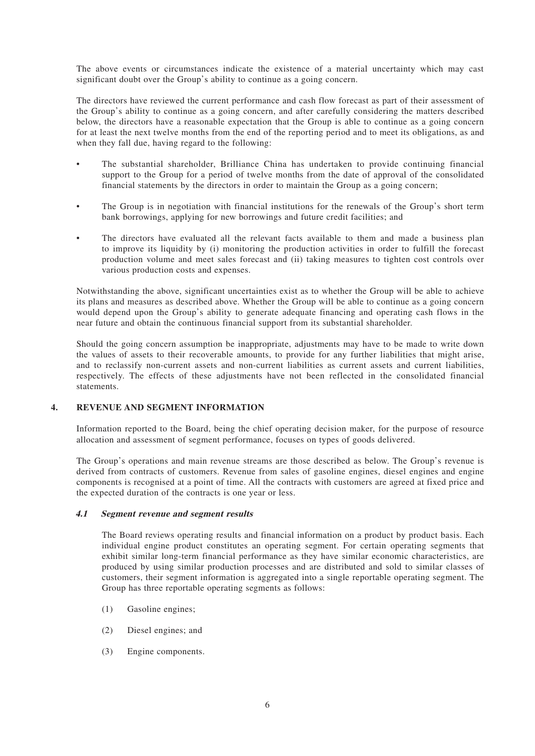The above events or circumstances indicate the existence of a material uncertainty which may cast significant doubt over the Group's ability to continue as a going concern.

The directors have reviewed the current performance and cash flow forecast as part of their assessment of the Group's ability to continue as a going concern, and after carefully considering the matters described below, the directors have a reasonable expectation that the Group is able to continue as a going concern for at least the next twelve months from the end of the reporting period and to meet its obligations, as and when they fall due, having regard to the following:

- The substantial shareholder, Brilliance China has undertaken to provide continuing financial support to the Group for a period of twelve months from the date of approval of the consolidated financial statements by the directors in order to maintain the Group as a going concern;
- The Group is in negotiation with financial institutions for the renewals of the Group's short term bank borrowings, applying for new borrowings and future credit facilities; and
- The directors have evaluated all the relevant facts available to them and made a business plan to improve its liquidity by (i) monitoring the production activities in order to fulfill the forecast production volume and meet sales forecast and (ii) taking measures to tighten cost controls over various production costs and expenses.

Notwithstanding the above, significant uncertainties exist as to whether the Group will be able to achieve its plans and measures as described above. Whether the Group will be able to continue as a going concern would depend upon the Group's ability to generate adequate financing and operating cash flows in the near future and obtain the continuous financial support from its substantial shareholder.

Should the going concern assumption be inappropriate, adjustments may have to be made to write down the values of assets to their recoverable amounts, to provide for any further liabilities that might arise, and to reclassify non-current assets and non-current liabilities as current assets and current liabilities, respectively. The effects of these adjustments have not been reflected in the consolidated financial statements.

## 4. REVENUE AND SEGMENT INFORMATION

Information reported to the Board, being the chief operating decision maker, for the purpose of resource allocation and assessment of segment performance, focuses on types of goods delivered.

The Group's operations and main revenue streams are those described as below. The Group's revenue is derived from contracts of customers. Revenue from sales of gasoline engines, diesel engines and engine components is recognised at a point of time. All the contracts with customers are agreed at fixed price and the expected duration of the contracts is one year or less.

### *4.1 Segment revenue and segment results*

The Board reviews operating results and financial information on a product by product basis. Each individual engine product constitutes an operating segment. For certain operating segments that exhibit similar long-term financial performance as they have similar economic characteristics, are produced by using similar production processes and are distributed and sold to similar classes of customers, their segment information is aggregated into a single reportable operating segment. The Group has three reportable operating segments as follows:

(1) Gasoline engines;

(2) Diesel engines; and

(3) Engine components.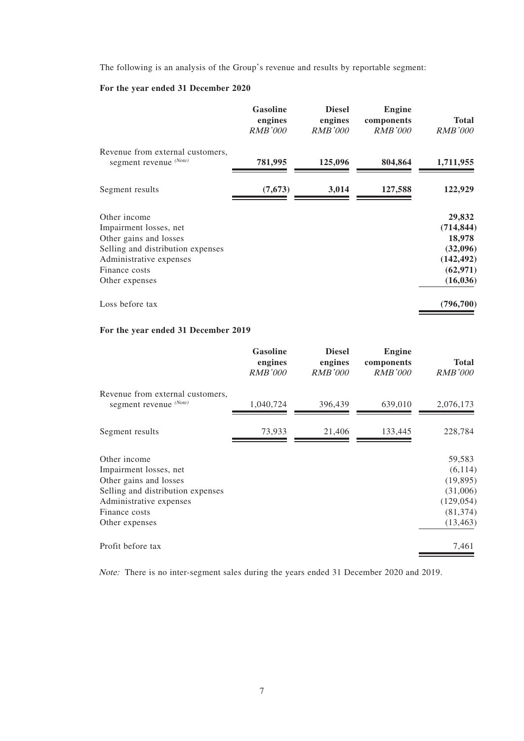The following is an analysis of the Group's revenue and results by reportable segment:

**For the year ended 31 December 2020**

| | Gasoline engines | Diesel engines | Engine components | Total |
|---|---|---|---|---|
| | *RMB'000* | *RMB'000* | *RMB'000* | *RMB'000* |
| Revenue from external customers, segment revenue (Note) | **781,995** | **125,096** | **804,864** | **1,711,955** |
| Segment results | **(7,673)** | **3,014** | **127,588** | **122,929** |
| Other income | | | | **29,832** |
| Impairment losses, net | | | | **(714,844)** |
| Other gains and losses | | | | **18,978** |
| Selling and distribution expenses | | | | **(32,096)** |
| Administrative expenses | | | | **(142,492)** |
| Finance costs | | | | **(62,971)** |
| Other expenses | | | | **(16,036)** |
| Loss before tax | | | | **(796,700)** |

**For the year ended 31 December 2019**

| | Gasoline engines | Diesel engines | Engine components | Total |
|---|---|---|---|---|
| | *RMB'000* | *RMB'000* | *RMB'000* | *RMB'000* |
| Revenue from external customers, segment revenue (Note) | 1,040,724 | 396,439 | 639,010 | 2,076,173 |
| Segment results | 73,933 | 21,406 | 133,445 | 228,784 |
| Other income | | | | 59,583 |
| Impairment losses, net | | | | (6,114) |
| Other gains and losses | | | | (19,895) |
| Selling and distribution expenses | | | | (31,006) |
| Administrative expenses | | | | (129,054) |
| Finance costs | | | | (81,374) |
| Other expenses | | | | (13,463) |
| Profit before tax | | | | 7,461 |

*Note:* There is no inter-segment sales during the years ended 31 December 2020 and 2019.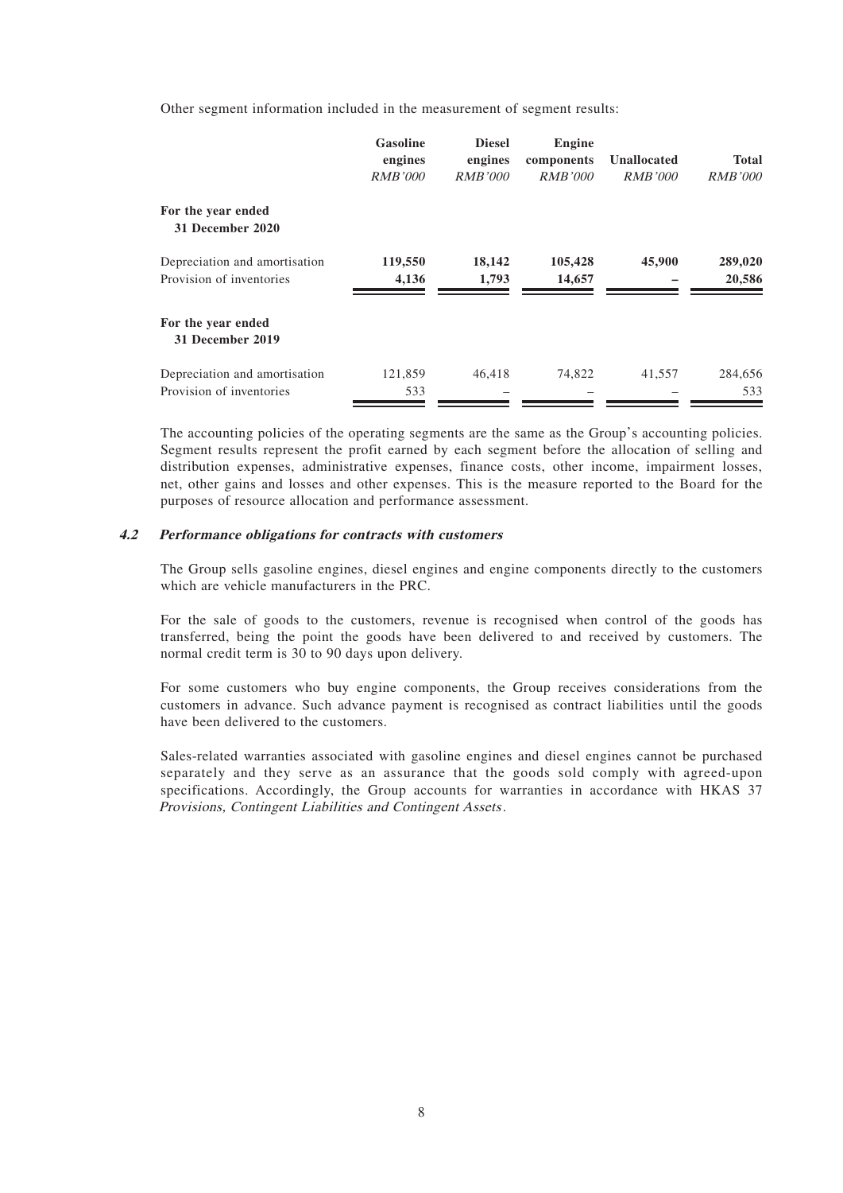Other segment information included in the measurement of segment results:

| | Gasoline engines | Diesel engines | Engine components | Unallocated | Total |
|---|---|---|---|---|---|
| | *RMB'000* | *RMB'000* | *RMB'000* | *RMB'000* | *RMB'000* |
| **For the year ended 31 December 2020** | | | | | |
| Depreciation and amortisation | **119,550** | **18,142** | **105,428** | **45,900** | **289,020** |
| Provision of inventories | **4,136** | **1,793** | **14,657** | **–** | **20,586** |
| **For the year ended 31 December 2019** | | | | | |
| Depreciation and amortisation | 121,859 | 46,418 | 74,822 | 41,557 | 284,656 |
| Provision of inventories | 533 | – | – | – | 533 |

The accounting policies of the operating segments are the same as the Group's accounting policies. Segment results represent the profit earned by each segment before the allocation of selling and distribution expenses, administrative expenses, finance costs, other income, impairment losses, net, other gains and losses and other expenses. This is the measure reported to the Board for the purposes of resource allocation and performance assessment.

### *4.2 Performance obligations for contracts with customers*

The Group sells gasoline engines, diesel engines and engine components directly to the customers which are vehicle manufacturers in the PRC.

For the sale of goods to the customers, revenue is recognised when control of the goods has transferred, being the point the goods have been delivered to and received by customers. The normal credit term is 30 to 90 days upon delivery.

For some customers who buy engine components, the Group receives considerations from the customers in advance. Such advance payment is recognised as contract liabilities until the goods have been delivered to the customers.

Sales-related warranties associated with gasoline engines and diesel engines cannot be purchased separately and they serve as an assurance that the goods sold comply with agreed-upon specifications. Accordingly, the Group accounts for warranties in accordance with HKAS 37 *Provisions, Contingent Liabilities and Contingent Assets*.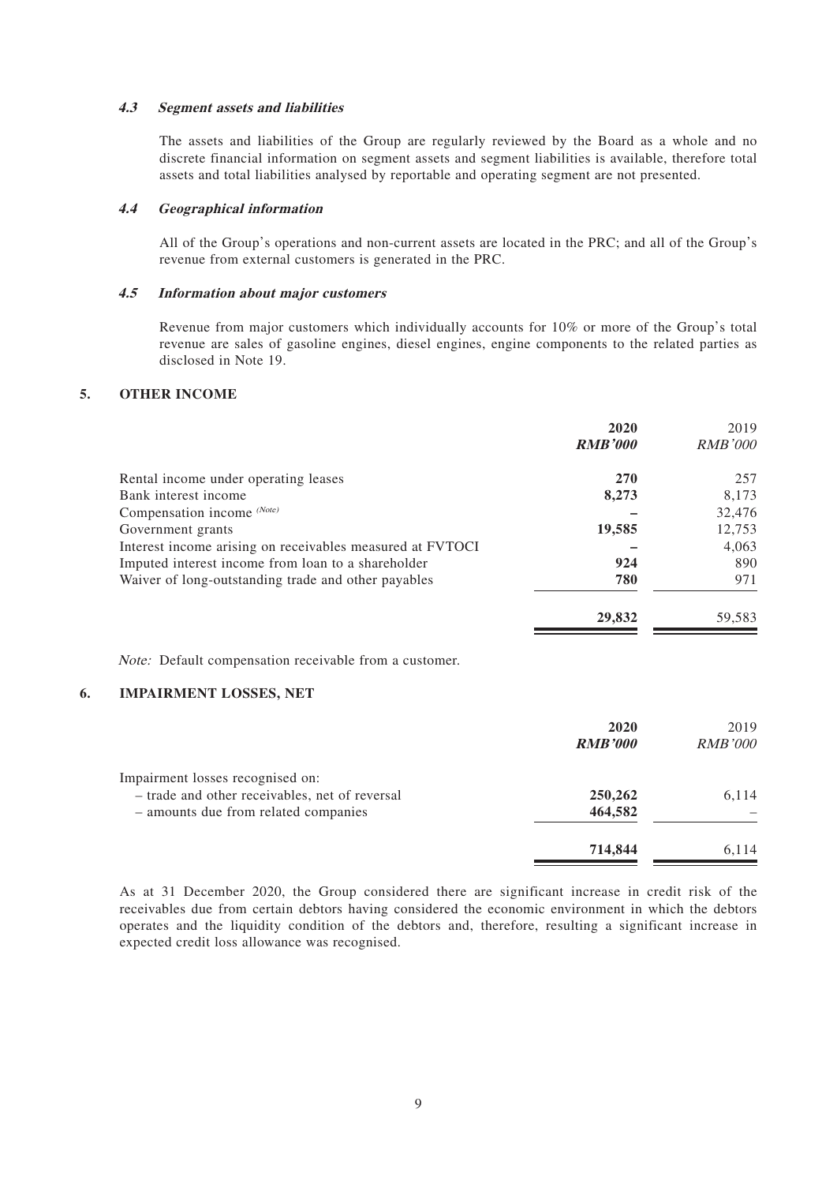#### *4.3 Segment assets and liabilities*

The assets and liabilities of the Group are regularly reviewed by the Board as a whole and no discrete financial information on segment assets and segment liabilities is available, therefore total assets and total liabilities analysed by reportable and operating segment are not presented.

#### *4.4 Geographical information*

All of the Group's operations and non-current assets are located in the PRC; and all of the Group's revenue from external customers is generated in the PRC.

#### *4.5 Information about major customers*

Revenue from major customers which individually accounts for 10% or more of the Group's total revenue are sales of gasoline engines, diesel engines, engine components to the related parties as disclosed in Note 19.

## 5. OTHER INCOME

| | **2020** | 2019 |
|---|---|---|
| | ***RMB'000*** | *RMB'000* |
| Rental income under operating leases | **270** | 257 |
| Bank interest income | **8,273** | 8,173 |
| Compensation income [(Note)] | **–** | 32,476 |
| Government grants | **19,585** | 12,753 |
| Interest income arising on receivables measured at FVTOCI | **–** | 4,063 |
| Imputed interest income from loan to a shareholder | **924** | 890 |
| Waiver of long-outstanding trade and other payables | **780** | 971 |
| | **29,832** | 59,583 |

*Note:* Default compensation receivable from a customer.

## 6. IMPAIRMENT LOSSES, NET

| | **2020** | 2019 |
|---|---|---|
| | ***RMB'000*** | *RMB'000* |
| Impairment losses recognised on: | | |
| – trade and other receivables, net of reversal | **250,262** | 6,114 |
| – amounts due from related companies | **464,582** | – |
| | **714,844** | 6,114 |

As at 31 December 2020, the Group considered there are significant increase in credit risk of the receivables due from certain debtors having considered the economic environment in which the debtors operates and the liquidity condition of the debtors and, therefore, resulting a significant increase in expected credit loss allowance was recognised.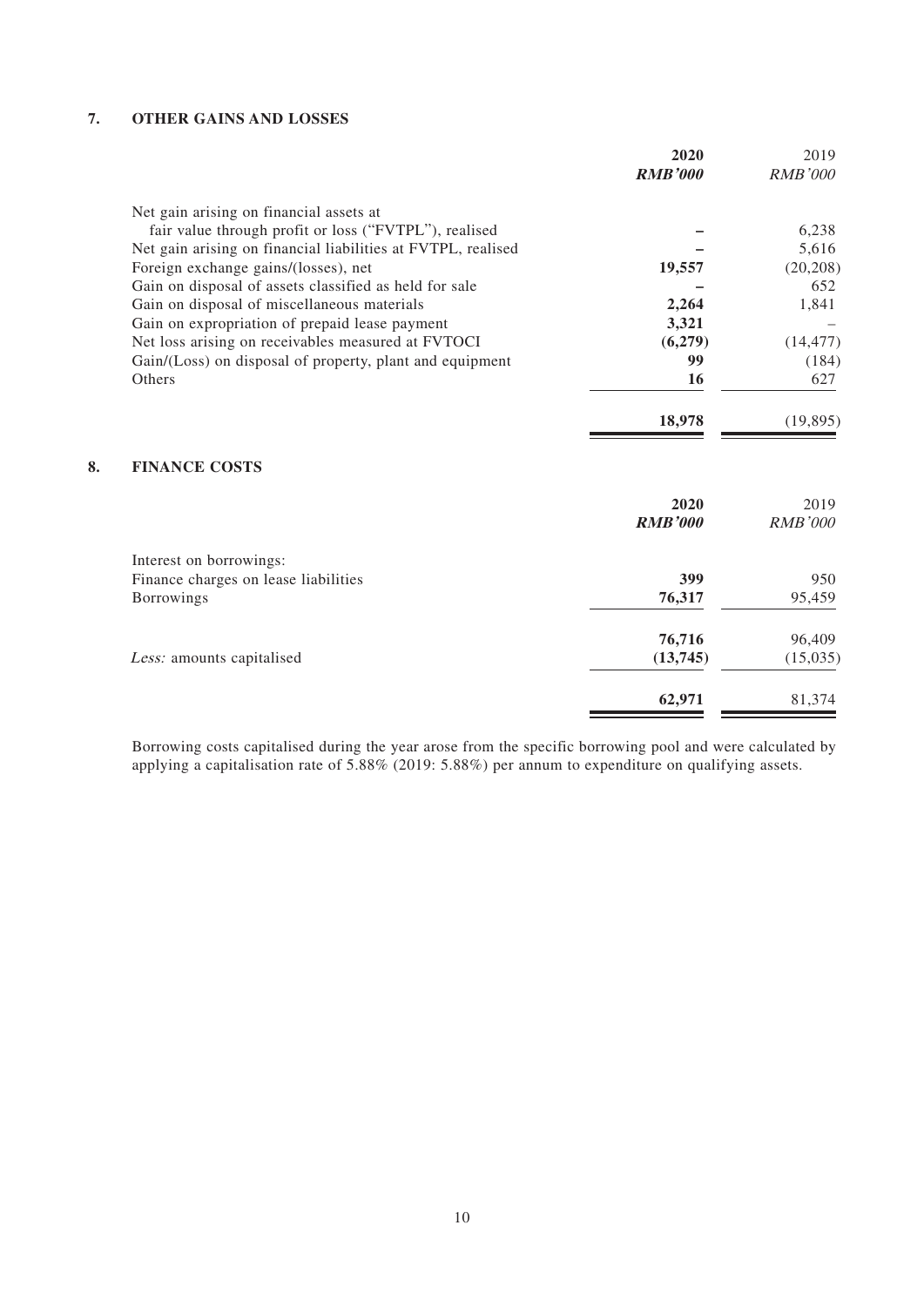## 7. OTHER GAINS AND LOSSES

| | 2020 | 2019 |
|---|---|---|
| | ***RMB'000*** | *RMB'000* |
| Net gain arising on financial assets at fair value through profit or loss ("FVTPL"), realised | **–** | 6,238 |
| Net gain arising on financial liabilities at FVTPL, realised | **–** | 5,616 |
| Foreign exchange gains/(losses), net | **19,557** | (20,208) |
| Gain on disposal of assets classified as held for sale | **–** | 652 |
| Gain on disposal of miscellaneous materials | **2,264** | 1,841 |
| Gain on expropriation of prepaid lease payment | **3,321** | – |
| Net loss arising on receivables measured at FVTOCI | **(6,279)** | (14,477) |
| Gain/(Loss) on disposal of property, plant and equipment | **99** | (184) |
| Others | **16** | 627 |
| | **18,978** | (19,895) |

## 8. FINANCE COSTS

| | 2020 | 2019 |
|---|---|---|
| | ***RMB'000*** | *RMB'000* |
| Interest on borrowings: | | |
| Finance charges on lease liabilities | **399** | 950 |
| Borrowings | **76,317** | 95,459 |
| | **76,716** | 96,409 |
| *Less:* amounts capitalised | **(13,745)** | (15,035) |
| | **62,971** | 81,374 |

Borrowing costs capitalised during the year arose from the specific borrowing pool and were calculated by applying a capitalisation rate of 5.88% (2019: 5.88%) per annum to expenditure on qualifying assets.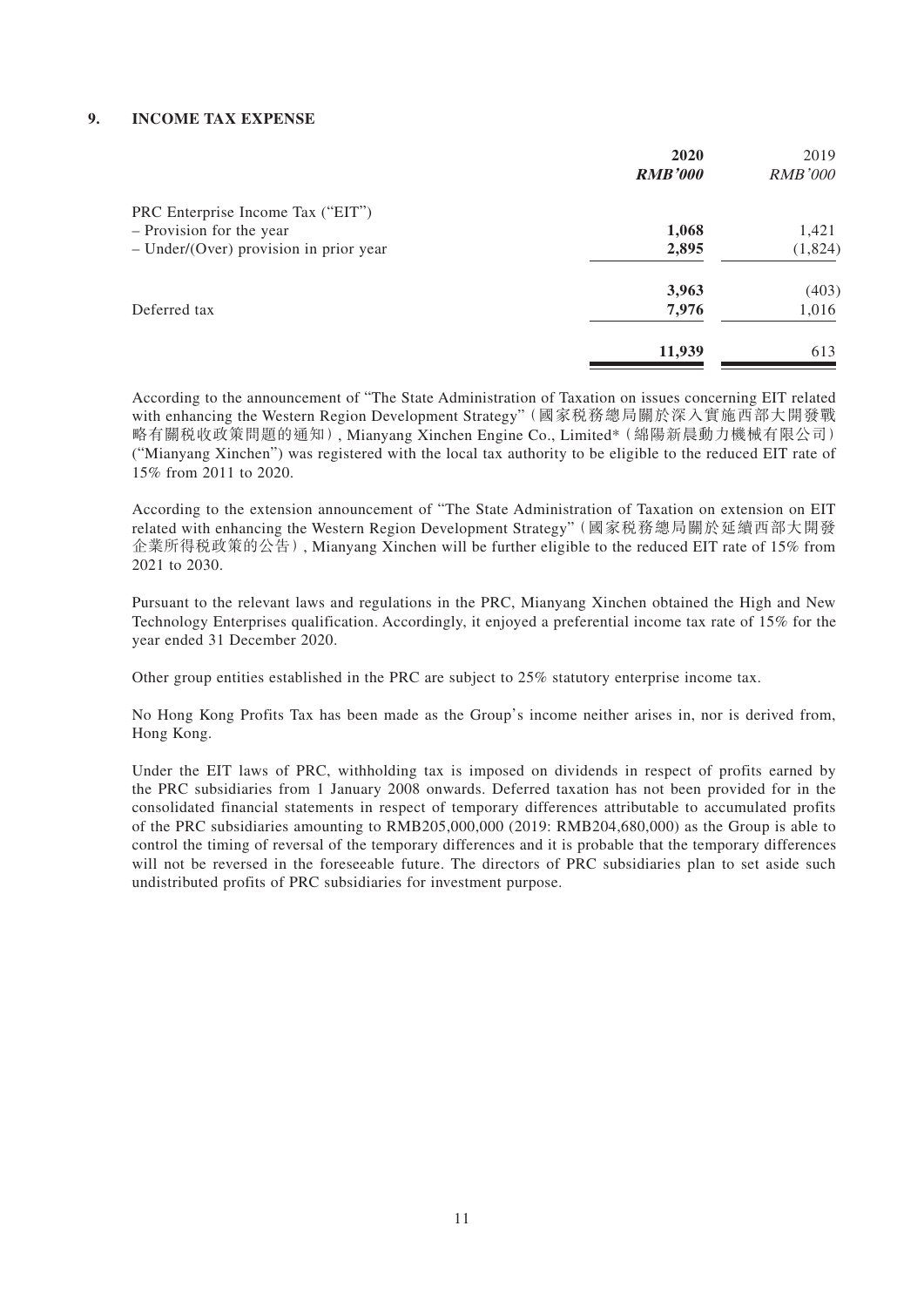## 9. INCOME TAX EXPENSE

| | **2020** | 2019 |
|---|---|---|
| | ***RMB'000*** | *RMB'000* |
| PRC Enterprise Income Tax ("EIT") | | |
| – Provision for the year | **1,068** | 1,421 |
| – Under/(Over) provision in prior year | **2,895** | (1,824) |
| | **3,963** | (403) |
| Deferred tax | **7,976** | 1,016 |
| | **11,939** | 613 |

According to the announcement of "The State Administration of Taxation on issues concerning EIT related with enhancing the Western Region Development Strategy"（國家稅務總局關於深入實施西部大開發戰略有關稅收政策問題的通知）, Mianyang Xinchen Engine Co., Limited*（綿陽新晨動力機械有限公司）("Mianyang Xinchen") was registered with the local tax authority to be eligible to the reduced EIT rate of 15% from 2011 to 2020.

According to the extension announcement of "The State Administration of Taxation on extension on EIT related with enhancing the Western Region Development Strategy"（國家稅務總局關於延續西部大開發企業所得稅政策的公告）, Mianyang Xinchen will be further eligible to the reduced EIT rate of 15% from 2021 to 2030.

Pursuant to the relevant laws and regulations in the PRC, Mianyang Xinchen obtained the High and New Technology Enterprises qualification. Accordingly, it enjoyed a preferential income tax rate of 15% for the year ended 31 December 2020.

Other group entities established in the PRC are subject to 25% statutory enterprise income tax.

No Hong Kong Profits Tax has been made as the Group's income neither arises in, nor is derived from, Hong Kong.

Under the EIT laws of PRC, withholding tax is imposed on dividends in respect of profits earned by the PRC subsidiaries from 1 January 2008 onwards. Deferred taxation has not been provided for in the consolidated financial statements in respect of temporary differences attributable to accumulated profits of the PRC subsidiaries amounting to RMB205,000,000 (2019: RMB204,680,000) as the Group is able to control the timing of reversal of the temporary differences and it is probable that the temporary differences will not be reversed in the foreseeable future. The directors of PRC subsidiaries plan to set aside such undistributed profits of PRC subsidiaries for investment purpose.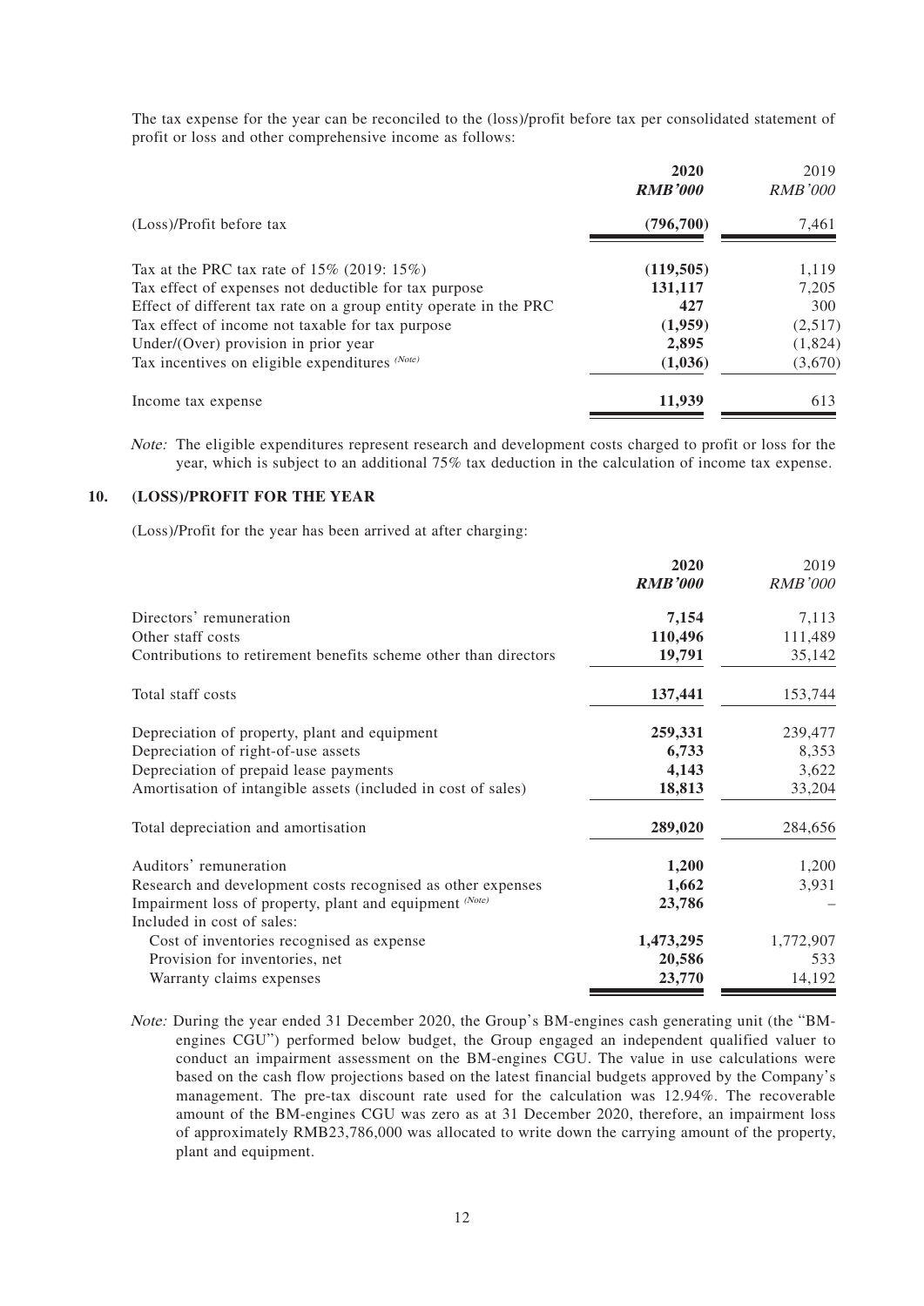The tax expense for the year can be reconciled to the (loss)/profit before tax per consolidated statement of profit or loss and other comprehensive income as follows:

| | **2020** | 2019 |
|---|---|---|
| | ***RMB'000*** | *RMB'000* |
| (Loss)/Profit before tax | **(796,700)** | 7,461 |
| Tax at the PRC tax rate of 15% (2019: 15%) | **(119,505)** | 1,119 |
| Tax effect of expenses not deductible for tax purpose | **131,117** | 7,205 |
| Effect of different tax rate on a group entity operate in the PRC | **427** | 300 |
| Tax effect of income not taxable for tax purpose | **(1,959)** | (2,517) |
| Under/(Over) provision in prior year | **2,895** | (1,824) |
| Tax incentives on eligible expenditures *(Note)* | **(1,036)** | (3,670) |
| Income tax expense | **11,939** | 613 |

*Note:* The eligible expenditures represent research and development costs charged to profit or loss for the year, which is subject to an additional 75% tax deduction in the calculation of income tax expense.

## 10. (LOSS)/PROFIT FOR THE YEAR

(Loss)/Profit for the year has been arrived at after charging:

| | **2020** | 2019 |
|---|---|---|
| | ***RMB'000*** | *RMB'000* |
| Directors' remuneration | **7,154** | 7,113 |
| Other staff costs | **110,496** | 111,489 |
| Contributions to retirement benefits scheme other than directors | **19,791** | 35,142 |
| Total staff costs | **137,441** | 153,744 |
| Depreciation of property, plant and equipment | **259,331** | 239,477 |
| Depreciation of right-of-use assets | **6,733** | 8,353 |
| Depreciation of prepaid lease payments | **4,143** | 3,622 |
| Amortisation of intangible assets (included in cost of sales) | **18,813** | 33,204 |
| Total depreciation and amortisation | **289,020** | 284,656 |
| Auditors' remuneration | **1,200** | 1,200 |
| Research and development costs recognised as other expenses | **1,662** | 3,931 |
| Impairment loss of property, plant and equipment *(Note)* | **23,786** | – |
| Included in cost of sales: | | |
| Cost of inventories recognised as expense | **1,473,295** | 1,772,907 |
| Provision for inventories, net | **20,586** | 533 |
| Warranty claims expenses | **23,770** | 14,192 |

*Note:* During the year ended 31 December 2020, the Group's BM-engines cash generating unit (the "BM-engines CGU") performed below budget, the Group engaged an independent qualified valuer to conduct an impairment assessment on the BM-engines CGU. The value in use calculations were based on the cash flow projections based on the latest financial budgets approved by the Company's management. The pre-tax discount rate used for the calculation was 12.94%. The recoverable amount of the BM-engines CGU was zero as at 31 December 2020, therefore, an impairment loss of approximately RMB23,786,000 was allocated to write down the carrying amount of the property, plant and equipment.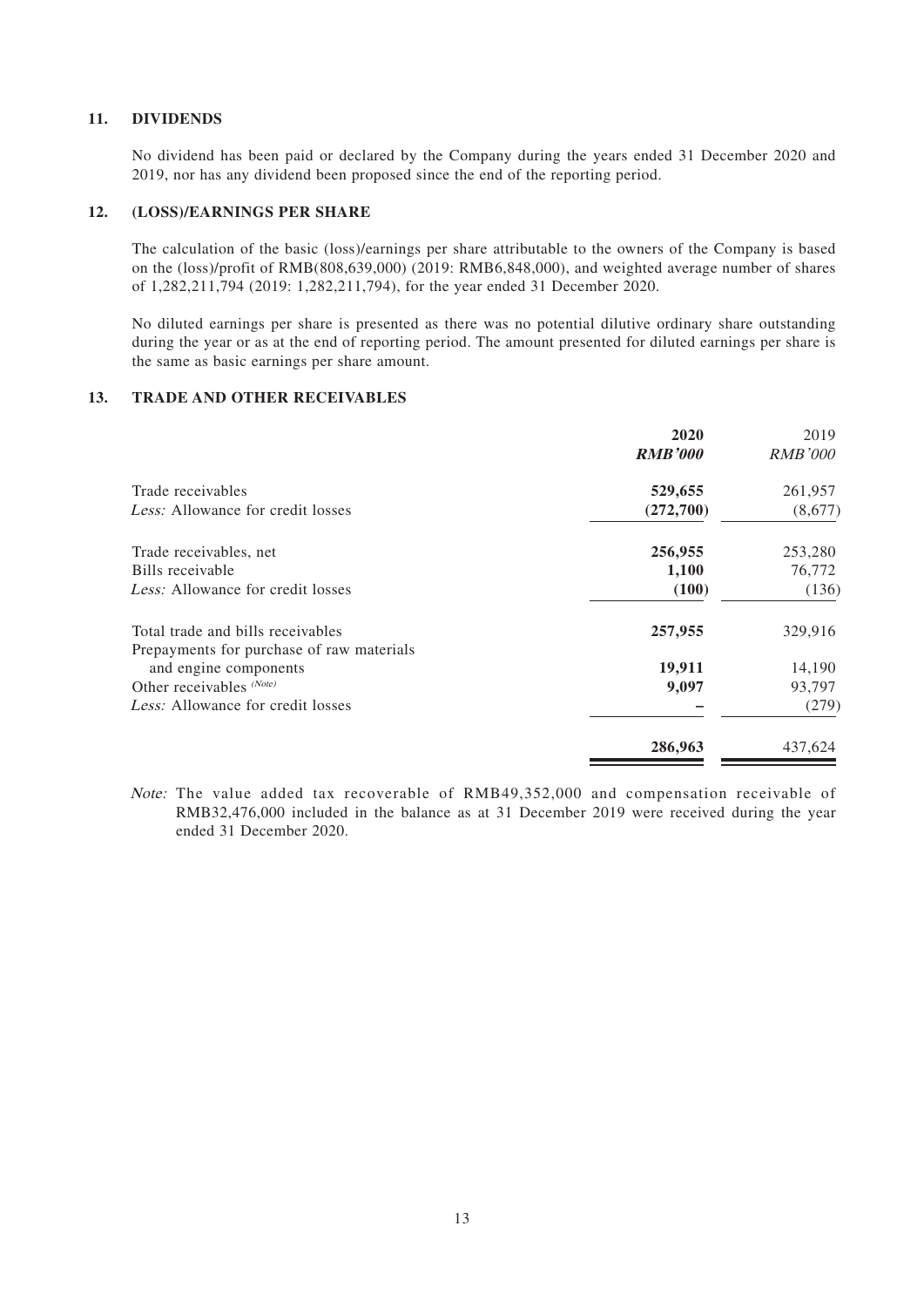## 11. DIVIDENDS

No dividend has been paid or declared by the Company during the years ended 31 December 2020 and 2019, nor has any dividend been proposed since the end of the reporting period.

## 12. (LOSS)/EARNINGS PER SHARE

The calculation of the basic (loss)/earnings per share attributable to the owners of the Company is based on the (loss)/profit of RMB(808,639,000) (2019: RMB6,848,000), and weighted average number of shares of 1,282,211,794 (2019: 1,282,211,794), for the year ended 31 December 2020.

No diluted earnings per share is presented as there was no potential dilutive ordinary share outstanding during the year or as at the end of reporting period. The amount presented for diluted earnings per share is the same as basic earnings per share amount.

## 13. TRADE AND OTHER RECEIVABLES

| | **2020** | 2019 |
|---|---|---|
| | ***RMB'000*** | *RMB'000* |
| Trade receivables | **529,655** | 261,957 |
| *Less:* Allowance for credit losses | **(272,700)** | (8,677) |
| Trade receivables, net | **256,955** | 253,280 |
| Bills receivable | **1,100** | 76,772 |
| *Less:* Allowance for credit losses | **(100)** | (136) |
| Total trade and bills receivables | **257,955** | 329,916 |
| Prepayments for purchase of raw materials and engine components | **19,911** | 14,190 |
| Other receivables (Note) | **9,097** | 93,797 |
| *Less:* Allowance for credit losses | **–** | (279) |
| | **286,963** | 437,624 |

*Note:* The value added tax recoverable of RMB49,352,000 and compensation receivable of RMB32,476,000 included in the balance as at 31 December 2019 were received during the year ended 31 December 2020.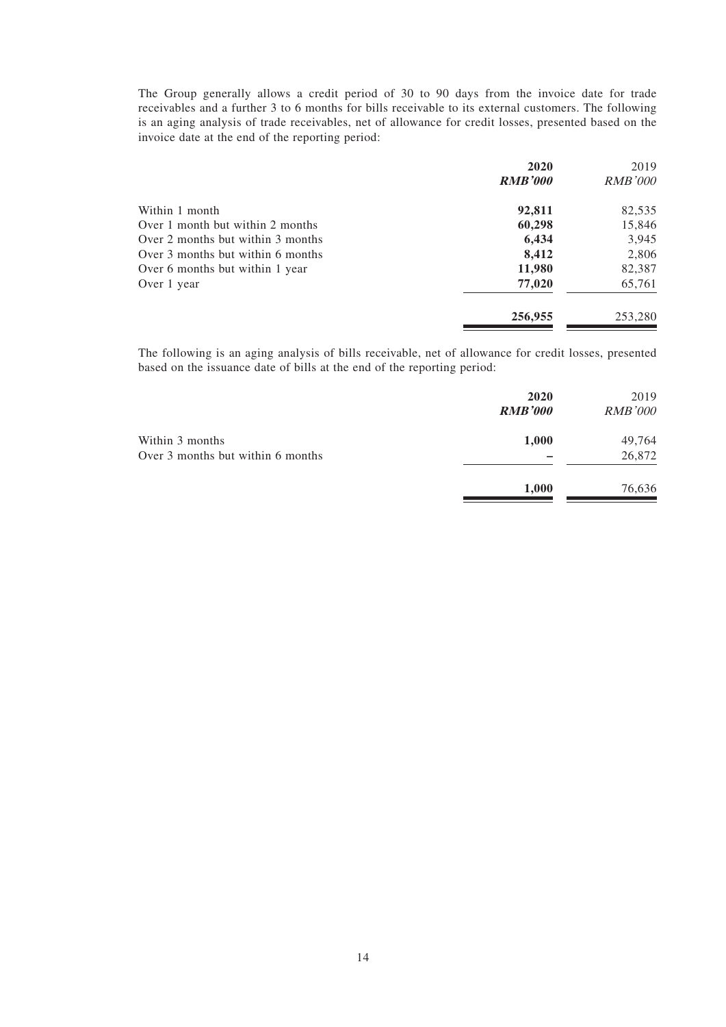The Group generally allows a credit period of 30 to 90 days from the invoice date for trade receivables and a further 3 to 6 months for bills receivable to its external customers. The following is an aging analysis of trade receivables, net of allowance for credit losses, presented based on the invoice date at the end of the reporting period:

| | 2020 | 2019 |
|---|---|---|
| | ***RMB'000*** | *RMB'000* |
| Within 1 month | **92,811** | 82,535 |
| Over 1 month but within 2 months | **60,298** | 15,846 |
| Over 2 months but within 3 months | **6,434** | 3,945 |
| Over 3 months but within 6 months | **8,412** | 2,806 |
| Over 6 months but within 1 year | **11,980** | 82,387 |
| Over 1 year | **77,020** | 65,761 |
| | **256,955** | 253,280 |

The following is an aging analysis of bills receivable, net of allowance for credit losses, presented based on the issuance date of bills at the end of the reporting period:

| | 2020 | 2019 |
|---|---|---|
| | ***RMB'000*** | *RMB'000* |
| Within 3 months | **1,000** | 49,764 |
| Over 3 months but within 6 months | **–** | 26,872 |
| | **1,000** | 76,636 |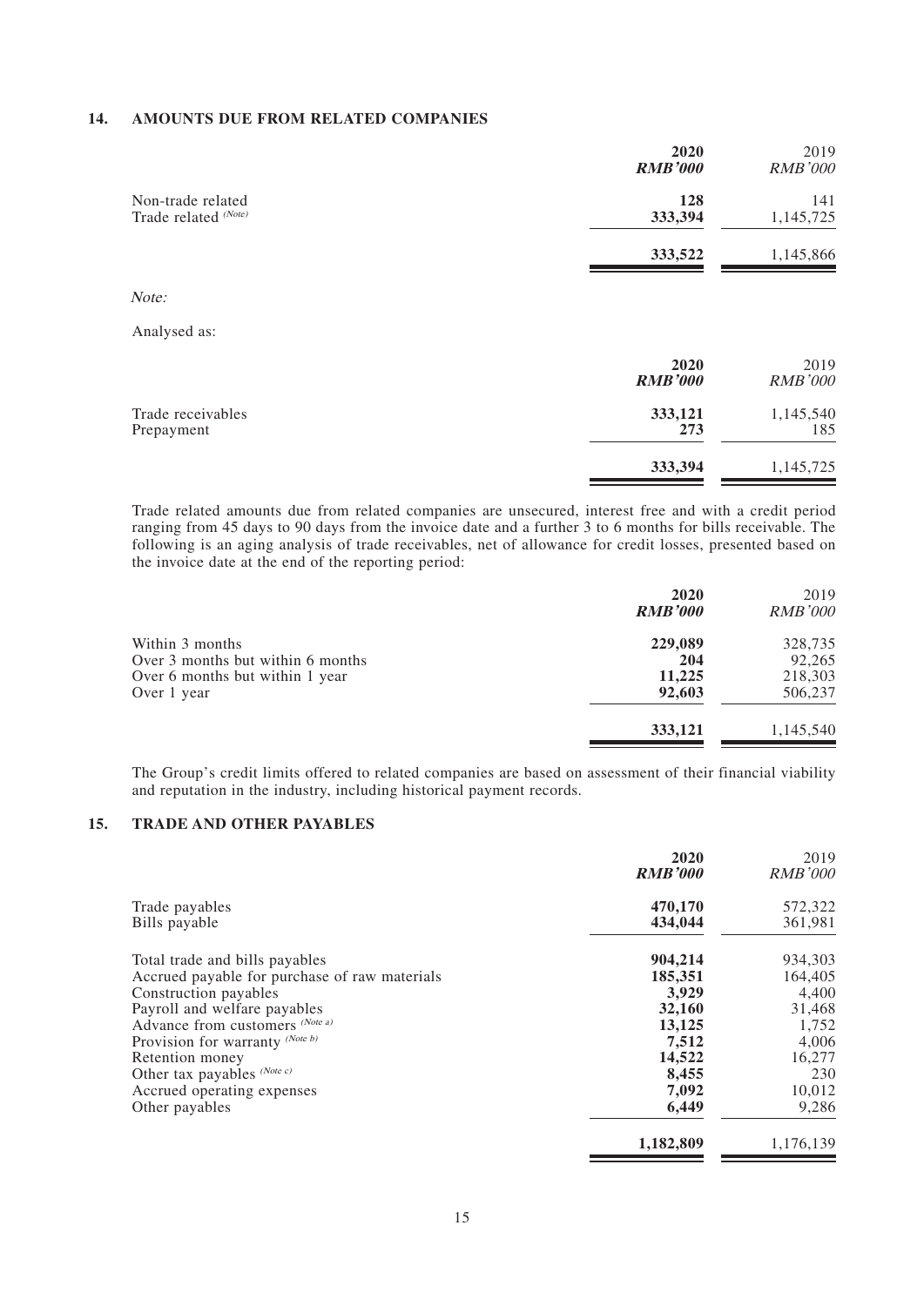## 14. AMOUNTS DUE FROM RELATED COMPANIES

| | **2020** *RMB'000* | 2019 *RMB'000* |
|---|---|---|
| Non-trade related | **128** | 141 |
| Trade related *(Note)* | **333,394** | 1,145,725 |
| | **333,522** | 1,145,866 |

*Note:*

Analysed as:

| | **2020** *RMB'000* | 2019 *RMB'000* |
|---|---|---|
| Trade receivables | **333,121** | 1,145,540 |
| Prepayment | **273** | 185 |
| | **333,394** | 1,145,725 |

Trade related amounts due from related companies are unsecured, interest free and with a credit period ranging from 45 days to 90 days from the invoice date and a further 3 to 6 months for bills receivable. The following is an aging analysis of trade receivables, net of allowance for credit losses, presented based on the invoice date at the end of the reporting period:

| | **2020** *RMB'000* | 2019 *RMB'000* |
|---|---|---|
| Within 3 months | **229,089** | 328,735 |
| Over 3 months but within 6 months | **204** | 92,265 |
| Over 6 months but within 1 year | **11,225** | 218,303 |
| Over 1 year | **92,603** | 506,237 |
| | **333,121** | 1,145,540 |

The Group's credit limits offered to related companies are based on assessment of their financial viability and reputation in the industry, including historical payment records.

## 15. TRADE AND OTHER PAYABLES

| | **2020** *RMB'000* | 2019 *RMB'000* |
|---|---|---|
| Trade payables | **470,170** | 572,322 |
| Bills payable | **434,044** | 361,981 |
| Total trade and bills payables | **904,214** | 934,303 |
| Accrued payable for purchase of raw materials | **185,351** | 164,405 |
| Construction payables | **3,929** | 4,400 |
| Payroll and welfare payables | **32,160** | 31,468 |
| Advance from customers *(Note a)* | **13,125** | 1,752 |
| Provision for warranty *(Note b)* | **7,512** | 4,006 |
| Retention money | **14,522** | 16,277 |
| Other tax payables *(Note c)* | **8,455** | 230 |
| Accrued operating expenses | **7,092** | 10,012 |
| Other payables | **6,449** | 9,286 |
| | **1,182,809** | 1,176,139 |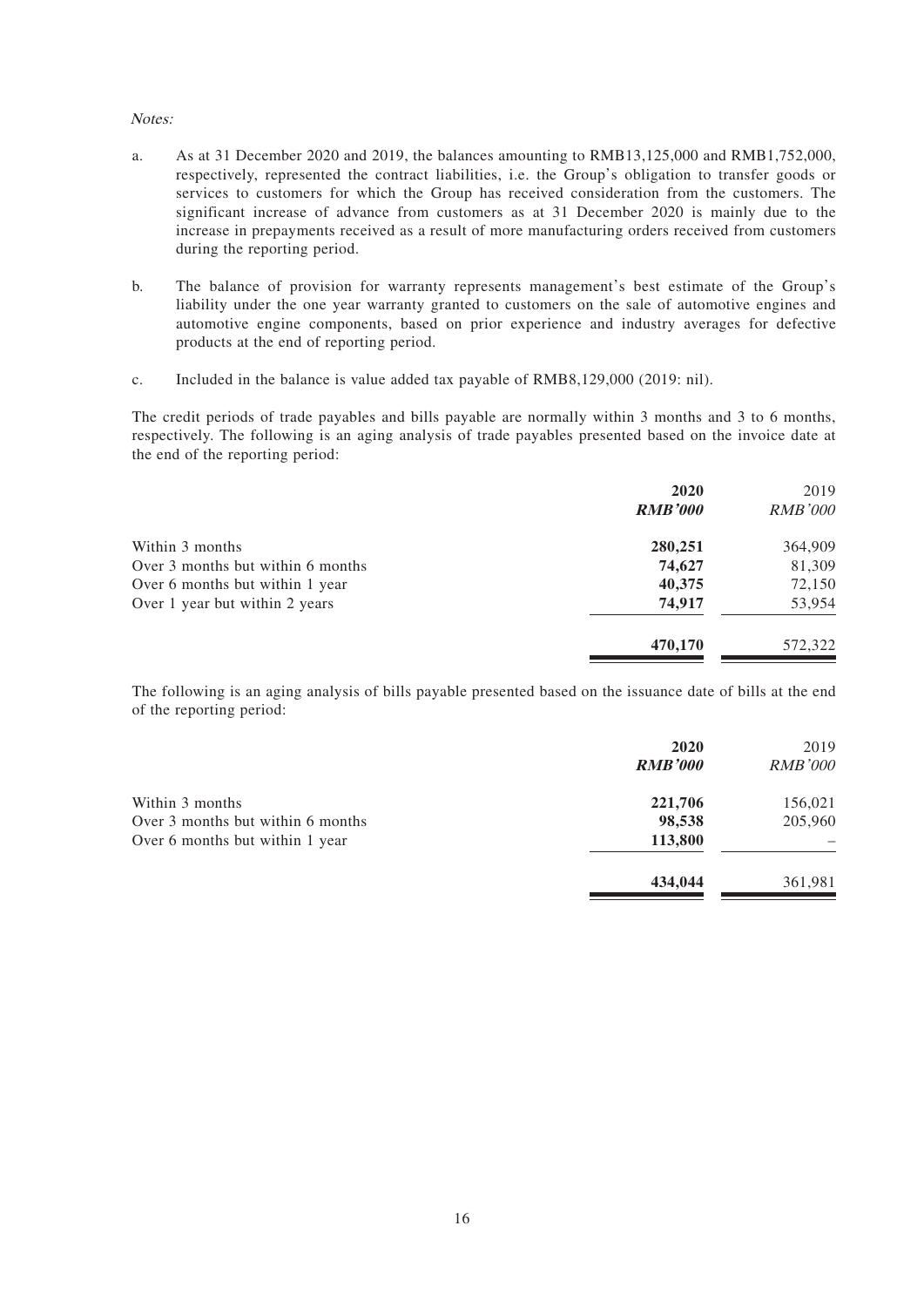*Notes:*

a. As at 31 December 2020 and 2019, the balances amounting to RMB13,125,000 and RMB1,752,000, respectively, represented the contract liabilities, i.e. the Group's obligation to transfer goods or services to customers for which the Group has received consideration from the customers. The significant increase of advance from customers as at 31 December 2020 is mainly due to the increase in prepayments received as a result of more manufacturing orders received from customers during the reporting period.

b. The balance of provision for warranty represents management's best estimate of the Group's liability under the one year warranty granted to customers on the sale of automotive engines and automotive engine components, based on prior experience and industry averages for defective products at the end of reporting period.

c. Included in the balance is value added tax payable of RMB8,129,000 (2019: nil).

The credit periods of trade payables and bills payable are normally within 3 months and 3 to 6 months, respectively. The following is an aging analysis of trade payables presented based on the invoice date at the end of the reporting period:

| | **2020** | 2019 |
|---|---|---|
| | ***RMB'000*** | *RMB'000* |
| Within 3 months | **280,251** | 364,909 |
| Over 3 months but within 6 months | **74,627** | 81,309 |
| Over 6 months but within 1 year | **40,375** | 72,150 |
| Over 1 year but within 2 years | **74,917** | 53,954 |
| | **470,170** | 572,322 |

The following is an aging analysis of bills payable presented based on the issuance date of bills at the end of the reporting period:

| | **2020** | 2019 |
|---|---|---|
| | ***RMB'000*** | *RMB'000* |
| Within 3 months | **221,706** | 156,021 |
| Over 3 months but within 6 months | **98,538** | 205,960 |
| Over 6 months but within 1 year | **113,800** | – |
| | **434,044** | 361,981 |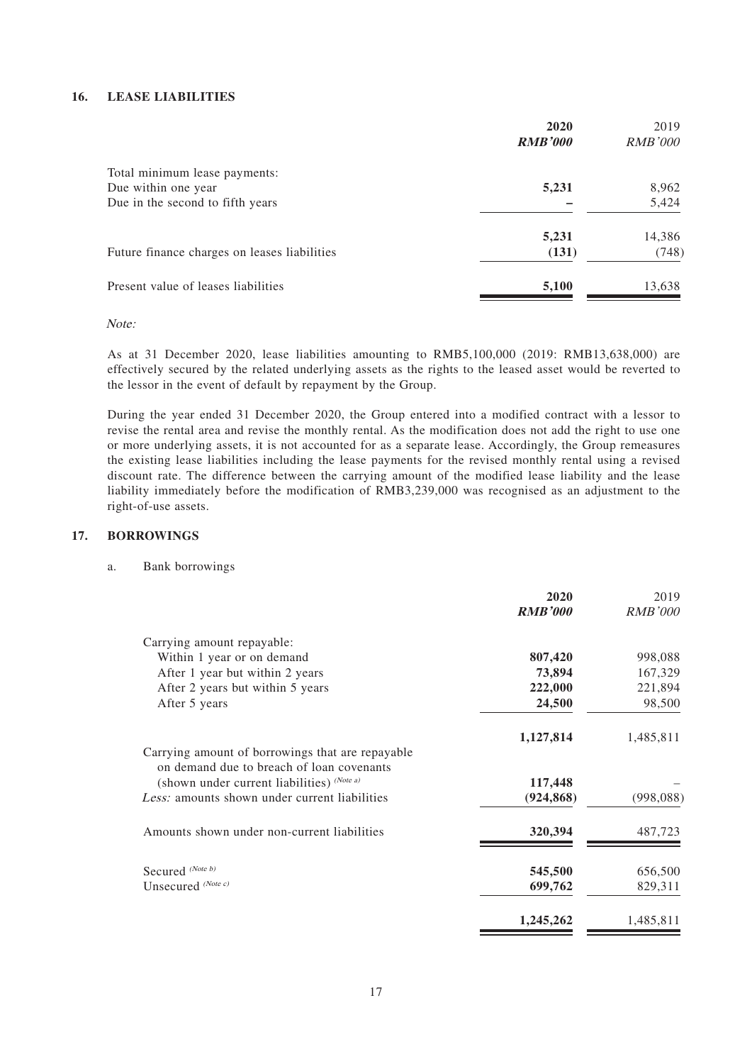## 16. LEASE LIABILITIES

| | **2020** | 2019 |
|---|---|---|
| | ***RMB'000*** | *RMB'000* |
| Total minimum lease payments: | | |
| Due within one year | **5,231** | 8,962 |
| Due in the second to fifth years | **–** | 5,424 |
| | **5,231** | 14,386 |
| Future finance charges on leases liabilities | **(131)** | (748) |
| Present value of leases liabilities | **5,100** | 13,638 |

*Note:*

As at 31 December 2020, lease liabilities amounting to RMB5,100,000 (2019: RMB13,638,000) are effectively secured by the related underlying assets as the rights to the leased asset would be reverted to the lessor in the event of default by repayment by the Group.

During the year ended 31 December 2020, the Group entered into a modified contract with a lessor to revise the rental area and revise the monthly rental. As the modification does not add the right to use one or more underlying assets, it is not accounted for as a separate lease. Accordingly, the Group remeasures the existing lease liabilities including the lease payments for the revised monthly rental using a revised discount rate. The difference between the carrying amount of the modified lease liability and the lease liability immediately before the modification of RMB3,239,000 was recognised as an adjustment to the right-of-use assets.

## 17. BORROWINGS

a. Bank borrowings

| | **2020** | 2019 |
|---|---|---|
| | ***RMB'000*** | *RMB'000* |
| Carrying amount repayable: | | |
| Within 1 year or on demand | **807,420** | 998,088 |
| After 1 year but within 2 years | **73,894** | 167,329 |
| After 2 years but within 5 years | **222,000** | 221,894 |
| After 5 years | **24,500** | 98,500 |
| | **1,127,814** | 1,485,811 |
| Carrying amount of borrowings that are repayable on demand due to breach of loan covenants (shown under current liabilities) (Note a) | **117,448** | – |
| *Less:* amounts shown under current liabilities | **(924,868)** | (998,088) |
| Amounts shown under non-current liabilities | **320,394** | 487,723 |
| Secured (Note b) | **545,500** | 656,500 |
| Unsecured (Note c) | **699,762** | 829,311 |
| | **1,245,262** | 1,485,811 |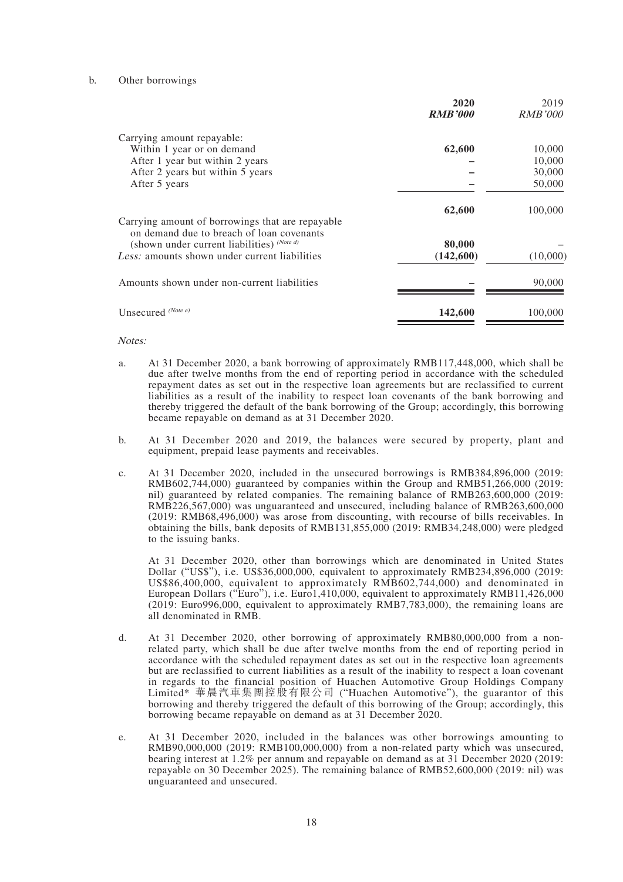b. Other borrowings

| | **2020** | 2019 |
|---|---|---|
| | ***RMB'000*** | *RMB'000* |
| Carrying amount repayable: | | |
| Within 1 year or on demand | **62,600** | 10,000 |
| After 1 year but within 2 years | **–** | 10,000 |
| After 2 years but within 5 years | **–** | 30,000 |
| After 5 years | **–** | 50,000 |
| | **62,600** | 100,000 |
| Carrying amount of borrowings that are repayable on demand due to breach of loan covenants (shown under current liabilities) *(Note d)* | **80,000** | – |
| *Less:* amounts shown under current liabilities | **(142,600)** | (10,000) |
| Amounts shown under non-current liabilities | **–** | 90,000 |
| Unsecured *(Note e)* | **142,600** | 100,000 |

*Notes:*

a. At 31 December 2020, a bank borrowing of approximately RMB117,448,000, which shall be due after twelve months from the end of reporting period in accordance with the scheduled repayment dates as set out in the respective loan agreements but are reclassified to current liabilities as a result of the inability to respect loan covenants of the bank borrowing and thereby triggered the default of the bank borrowing of the Group; accordingly, this borrowing became repayable on demand as at 31 December 2020.

b. At 31 December 2020 and 2019, the balances were secured by property, plant and equipment, prepaid lease payments and receivables.

c. At 31 December 2020, included in the unsecured borrowings is RMB384,896,000 (2019: RMB602,744,000) guaranteed by companies within the Group and RMB51,266,000 (2019: nil) guaranteed by related companies. The remaining balance of RMB263,600,000 (2019: RMB226,567,000) was unguaranteed and unsecured, including balance of RMB263,600,000 (2019: RMB68,496,000) was arose from discounting, with recourse of bills receivables. In obtaining the bills, bank deposits of RMB131,855,000 (2019: RMB34,248,000) were pledged to the issuing banks.

   At 31 December 2020, other than borrowings which are denominated in United States Dollar ("US$"), i.e. US$36,000,000, equivalent to approximately RMB234,896,000 (2019: US$86,400,000, equivalent to approximately RMB602,744,000) and denominated in European Dollars ("Euro"), i.e. Euro1,410,000, equivalent to approximately RMB11,426,000 (2019: Euro996,000, equivalent to approximately RMB7,783,000), the remaining loans are all denominated in RMB.

d. At 31 December 2020, other borrowing of approximately RMB80,000,000 from a non-related party, which shall be due after twelve months from the end of reporting period in accordance with the scheduled repayment dates as set out in the respective loan agreements but are reclassified to current liabilities as a result of the inability to respect a loan covenant in regards to the financial position of Huachen Automotive Group Holdings Company Limited* 華晨汽車集團控股有限公司 ("Huachen Automotive"), the guarantor of this borrowing and thereby triggered the default of this borrowing of the Group; accordingly, this borrowing became repayable on demand as at 31 December 2020.

e. At 31 December 2020, included in the balances was other borrowings amounting to RMB90,000,000 (2019: RMB100,000,000) from a non-related party which was unsecured, bearing interest at 1.2% per annum and repayable on demand as at 31 December 2020 (2019: repayable on 30 December 2025). The remaining balance of RMB52,600,000 (2019: nil) was unguaranteed and unsecured.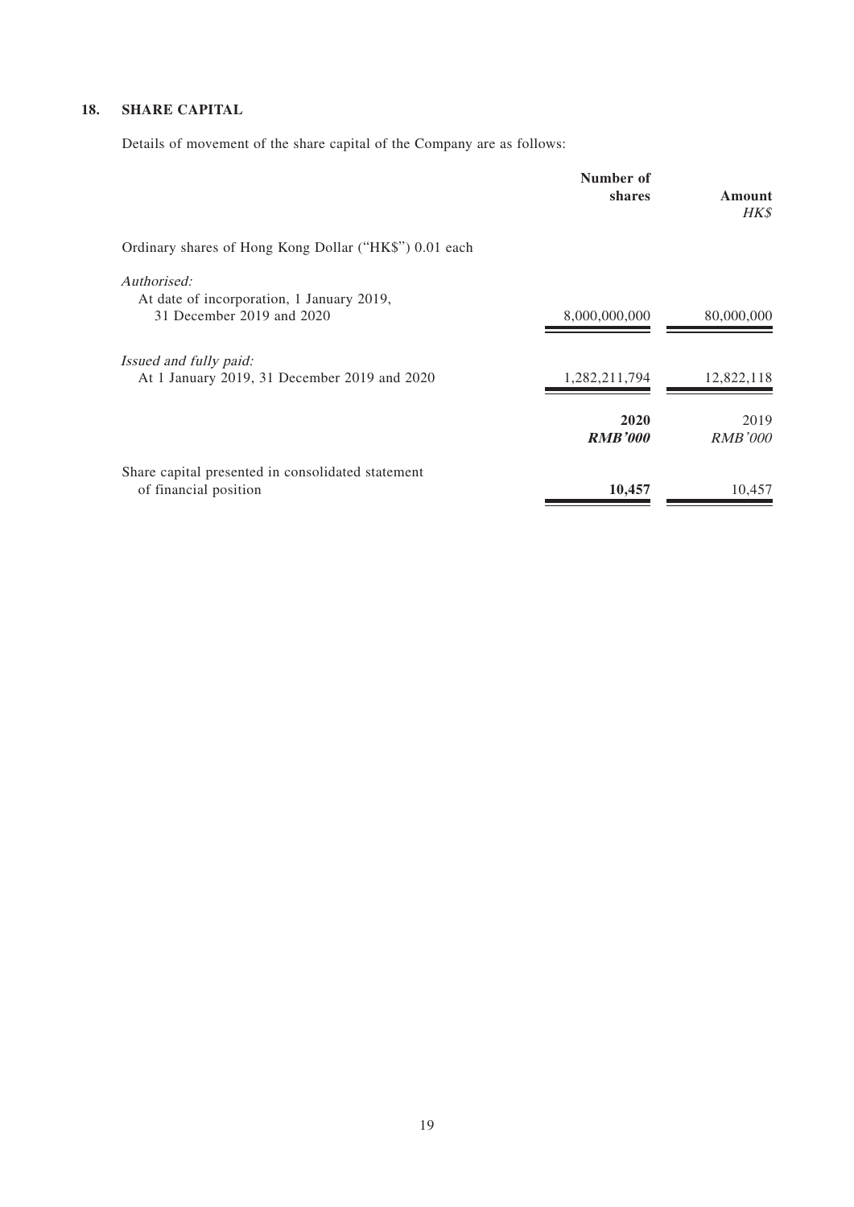## 18. SHARE CAPITAL

Details of movement of the share capital of the Company are as follows:

| | Number of shares | Amount *HK$* |
|---|---|---|
| Ordinary shares of Hong Kong Dollar ("HK$") 0.01 each | | |
| *Authorised:* | | |
| At date of incorporation, 1 January 2019, 31 December 2019 and 2020 | 8,000,000,000 | 80,000,000 |
| *Issued and fully paid:* | | |
| At 1 January 2019, 31 December 2019 and 2020 | 1,282,211,794 | 12,822,118 |

| | **2020** ***RMB'000*** | 2019 *RMB'000* |
|---|---|---|
| Share capital presented in consolidated statement of financial position | **10,457** | 10,457 |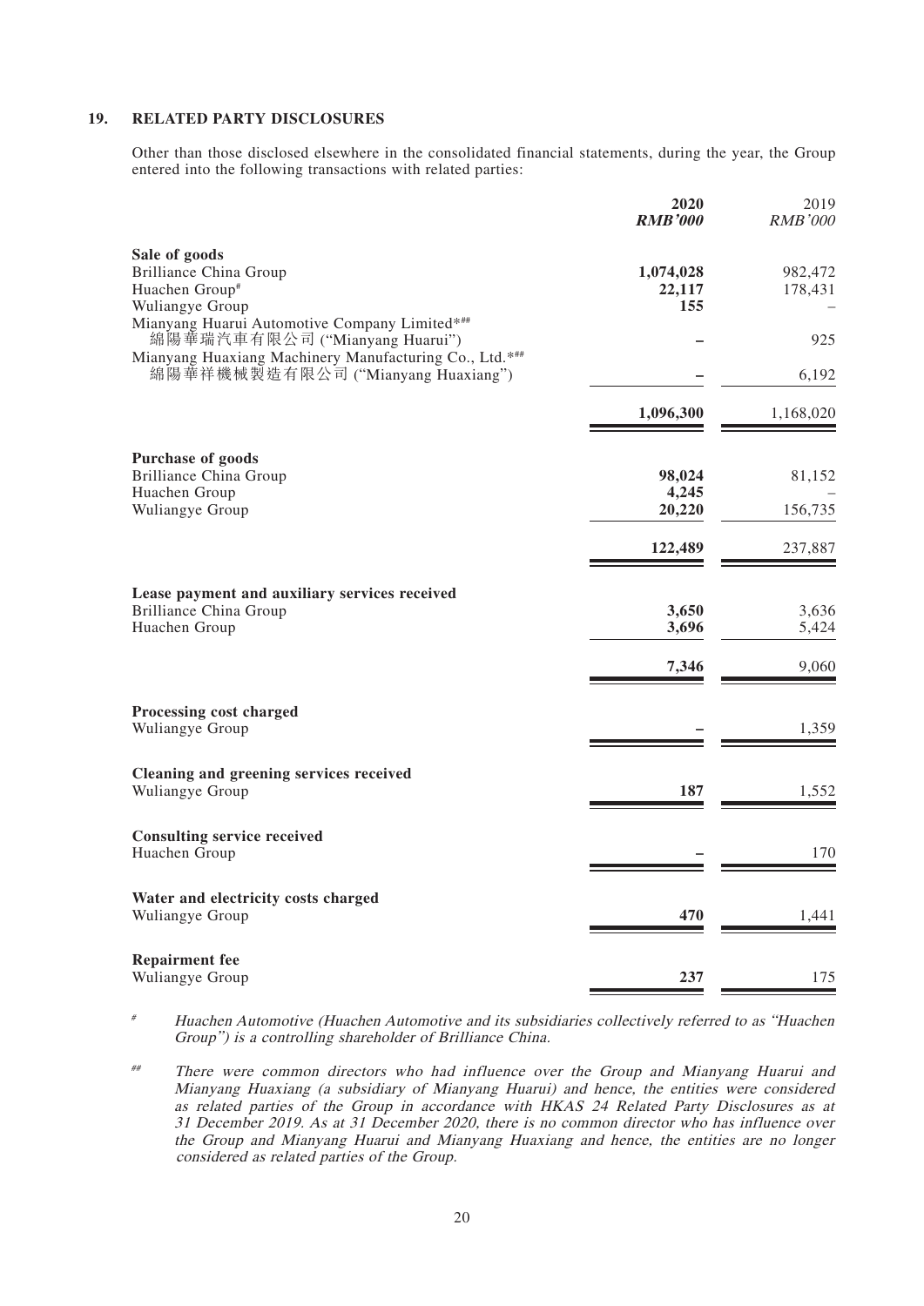## 19. RELATED PARTY DISCLOSURES

Other than those disclosed elsewhere in the consolidated financial statements, during the year, the Group entered into the following transactions with related parties:

| | 2020 *RMB'000* | 2019 *RMB'000* |
|---|---|---|
| **Sale of goods** | | |
| Brilliance China Group | 1,074,028 | 982,472 |
| Huachen Group# | 22,117 | 178,431 |
| Wuliangye Group | 155 | – |
| Mianyang Huarui Automotive Company Limited*## 綿陽華瑞汽車有限公司 ("Mianyang Huarui") | – | 925 |
| Mianyang Huaxiang Machinery Manufacturing Co., Ltd.*## 綿陽華祥機械製造有限公司 ("Mianyang Huaxiang") | – | 6,192 |
| | 1,096,300 | 1,168,020 |
| **Purchase of goods** | | |
| Brilliance China Group | 98,024 | 81,152 |
| Huachen Group | 4,245 | – |
| Wuliangye Group | 20,220 | 156,735 |
| | 122,489 | 237,887 |
| **Lease payment and auxiliary services received** | | |
| Brilliance China Group | 3,650 | 3,636 |
| Huachen Group | 3,696 | 5,424 |
| | 7,346 | 9,060 |
| **Processing cost charged** | | |
| Wuliangye Group | – | 1,359 |
| **Cleaning and greening services received** | | |
| Wuliangye Group | 187 | 1,552 |
| **Consulting service received** | | |
| Huachen Group | – | 170 |
| **Water and electricity costs charged** | | |
| Wuliangye Group | 470 | 1,441 |
| **Repairment fee** | | |
| Wuliangye Group | 237 | 175 |

# *Huachen Automotive (Huachen Automotive and its subsidiaries collectively referred to as "Huachen Group") is a controlling shareholder of Brilliance China.*

## *There were common directors who had influence over the Group and Mianyang Huarui and Mianyang Huaxiang (a subsidiary of Mianyang Huarui) and hence, the entities were considered as related parties of the Group in accordance with HKAS 24 Related Party Disclosures as at 31 December 2019. As at 31 December 2020, there is no common director who has influence over the Group and Mianyang Huarui and Mianyang Huaxiang and hence, the entities are no longer considered as related parties of the Group.*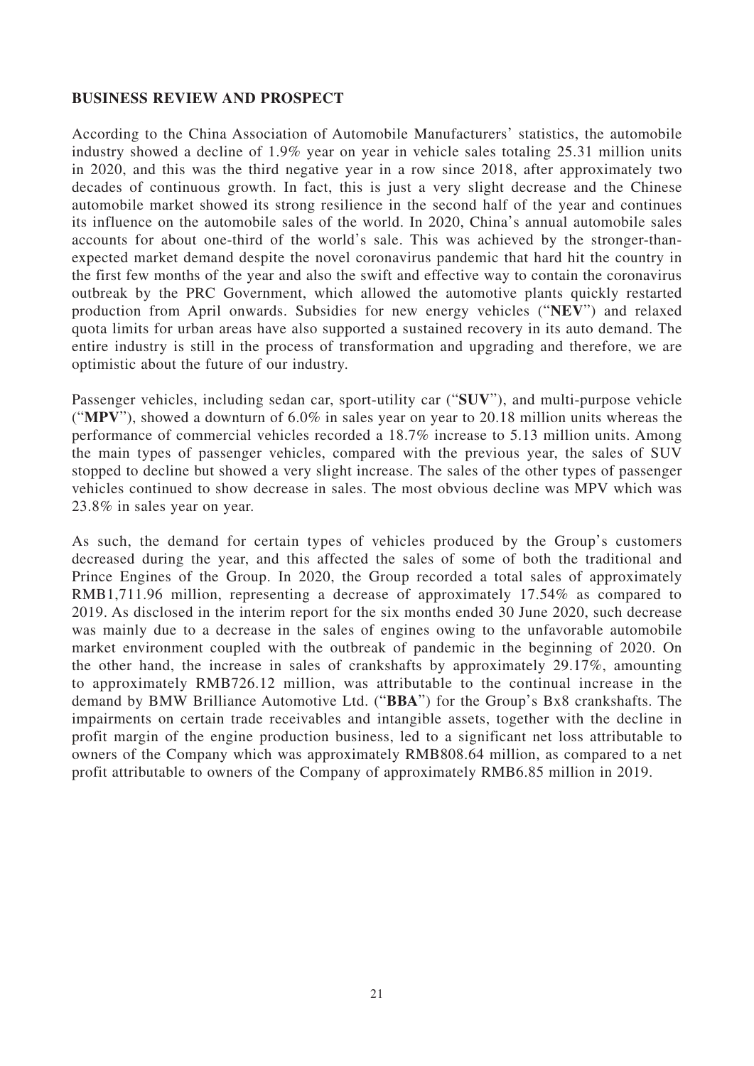## BUSINESS REVIEW AND PROSPECT

According to the China Association of Automobile Manufacturers' statistics, the automobile industry showed a decline of 1.9% year on year in vehicle sales totaling 25.31 million units in 2020, and this was the third negative year in a row since 2018, after approximately two decades of continuous growth. In fact, this is just a very slight decrease and the Chinese automobile market showed its strong resilience in the second half of the year and continues its influence on the automobile sales of the world. In 2020, China's annual automobile sales accounts for about one-third of the world's sale. This was achieved by the stronger-than-expected market demand despite the novel coronavirus pandemic that hard hit the country in the first few months of the year and also the swift and effective way to contain the coronavirus outbreak by the PRC Government, which allowed the automotive plants quickly restarted production from April onwards. Subsidies for new energy vehicles ("**NEV**") and relaxed quota limits for urban areas have also supported a sustained recovery in its auto demand. The entire industry is still in the process of transformation and upgrading and therefore, we are optimistic about the future of our industry.

Passenger vehicles, including sedan car, sport-utility car ("**SUV**"), and multi-purpose vehicle ("**MPV**"), showed a downturn of 6.0% in sales year on year to 20.18 million units whereas the performance of commercial vehicles recorded a 18.7% increase to 5.13 million units. Among the main types of passenger vehicles, compared with the previous year, the sales of SUV stopped to decline but showed a very slight increase. The sales of the other types of passenger vehicles continued to show decrease in sales. The most obvious decline was MPV which was 23.8% in sales year on year.

As such, the demand for certain types of vehicles produced by the Group's customers decreased during the year, and this affected the sales of some of both the traditional and Prince Engines of the Group. In 2020, the Group recorded a total sales of approximately RMB1,711.96 million, representing a decrease of approximately 17.54% as compared to 2019. As disclosed in the interim report for the six months ended 30 June 2020, such decrease was mainly due to a decrease in the sales of engines owing to the unfavorable automobile market environment coupled with the outbreak of pandemic in the beginning of 2020. On the other hand, the increase in sales of crankshafts by approximately 29.17%, amounting to approximately RMB726.12 million, was attributable to the continual increase in the demand by BMW Brilliance Automotive Ltd. ("**BBA**") for the Group's Bx8 crankshafts. The impairments on certain trade receivables and intangible assets, together with the decline in profit margin of the engine production business, led to a significant net loss attributable to owners of the Company which was approximately RMB808.64 million, as compared to a net profit attributable to owners of the Company of approximately RMB6.85 million in 2019.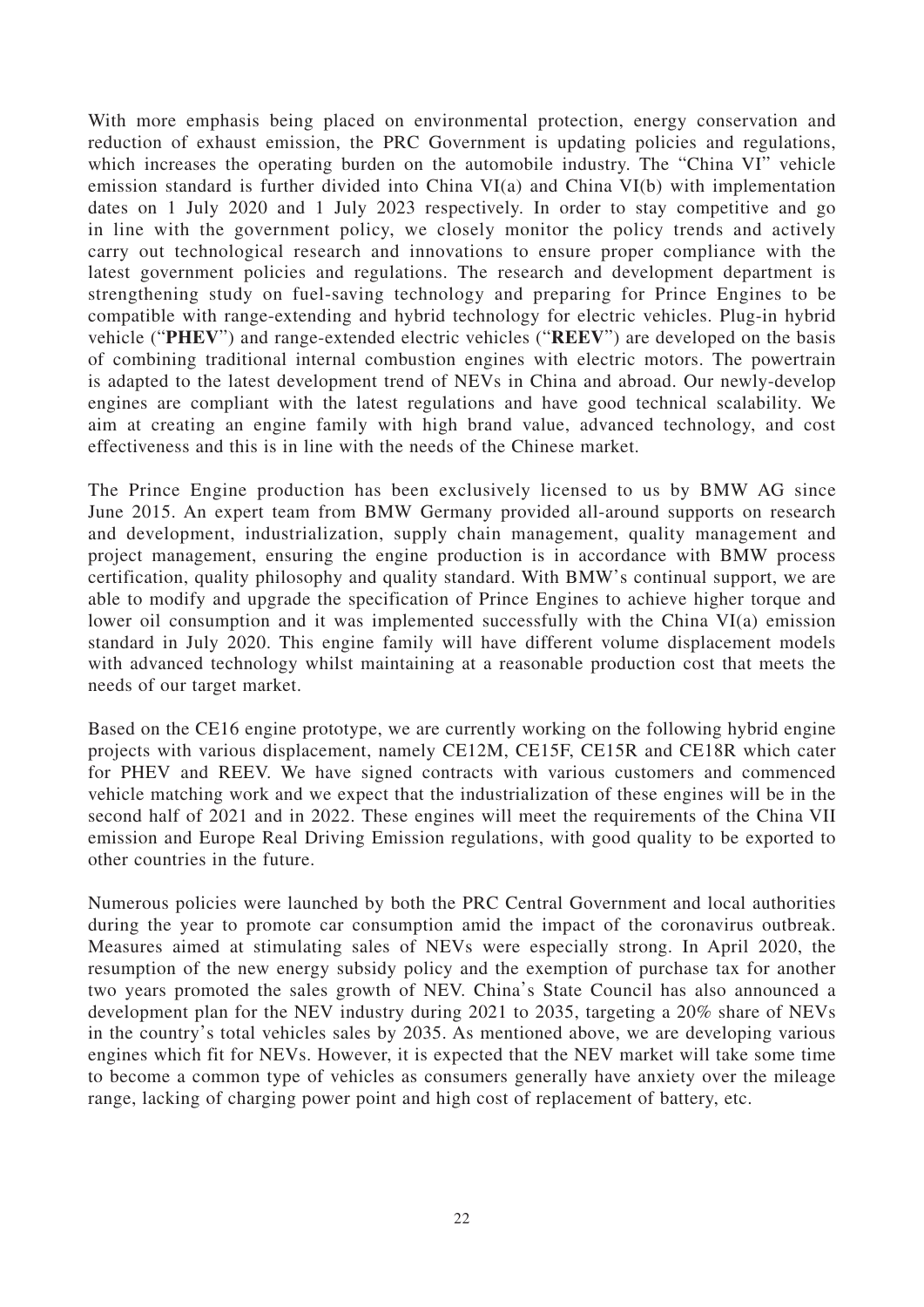With more emphasis being placed on environmental protection, energy conservation and reduction of exhaust emission, the PRC Government is updating policies and regulations, which increases the operating burden on the automobile industry. The "China VI" vehicle emission standard is further divided into China VI(a) and China VI(b) with implementation dates on 1 July 2020 and 1 July 2023 respectively. In order to stay competitive and go in line with the government policy, we closely monitor the policy trends and actively carry out technological research and innovations to ensure proper compliance with the latest government policies and regulations. The research and development department is strengthening study on fuel-saving technology and preparing for Prince Engines to be compatible with range-extending and hybrid technology for electric vehicles. Plug-in hybrid vehicle ("**PHEV**") and range-extended electric vehicles ("**REEV**") are developed on the basis of combining traditional internal combustion engines with electric motors. The powertrain is adapted to the latest development trend of NEVs in China and abroad. Our newly-develop engines are compliant with the latest regulations and have good technical scalability. We aim at creating an engine family with high brand value, advanced technology, and cost effectiveness and this is in line with the needs of the Chinese market.

The Prince Engine production has been exclusively licensed to us by BMW AG since June 2015. An expert team from BMW Germany provided all-around supports on research and development, industrialization, supply chain management, quality management and project management, ensuring the engine production is in accordance with BMW process certification, quality philosophy and quality standard. With BMW's continual support, we are able to modify and upgrade the specification of Prince Engines to achieve higher torque and lower oil consumption and it was implemented successfully with the China VI(a) emission standard in July 2020. This engine family will have different volume displacement models with advanced technology whilst maintaining at a reasonable production cost that meets the needs of our target market.

Based on the CE16 engine prototype, we are currently working on the following hybrid engine projects with various displacement, namely CE12M, CE15F, CE15R and CE18R which cater for PHEV and REEV. We have signed contracts with various customers and commenced vehicle matching work and we expect that the industrialization of these engines will be in the second half of 2021 and in 2022. These engines will meet the requirements of the China VII emission and Europe Real Driving Emission regulations, with good quality to be exported to other countries in the future.

Numerous policies were launched by both the PRC Central Government and local authorities during the year to promote car consumption amid the impact of the coronavirus outbreak. Measures aimed at stimulating sales of NEVs were especially strong. In April 2020, the resumption of the new energy subsidy policy and the exemption of purchase tax for another two years promoted the sales growth of NEV. China's State Council has also announced a development plan for the NEV industry during 2021 to 2035, targeting a 20% share of NEVs in the country's total vehicles sales by 2035. As mentioned above, we are developing various engines which fit for NEVs. However, it is expected that the NEV market will take some time to become a common type of vehicles as consumers generally have anxiety over the mileage range, lacking of charging power point and high cost of replacement of battery, etc.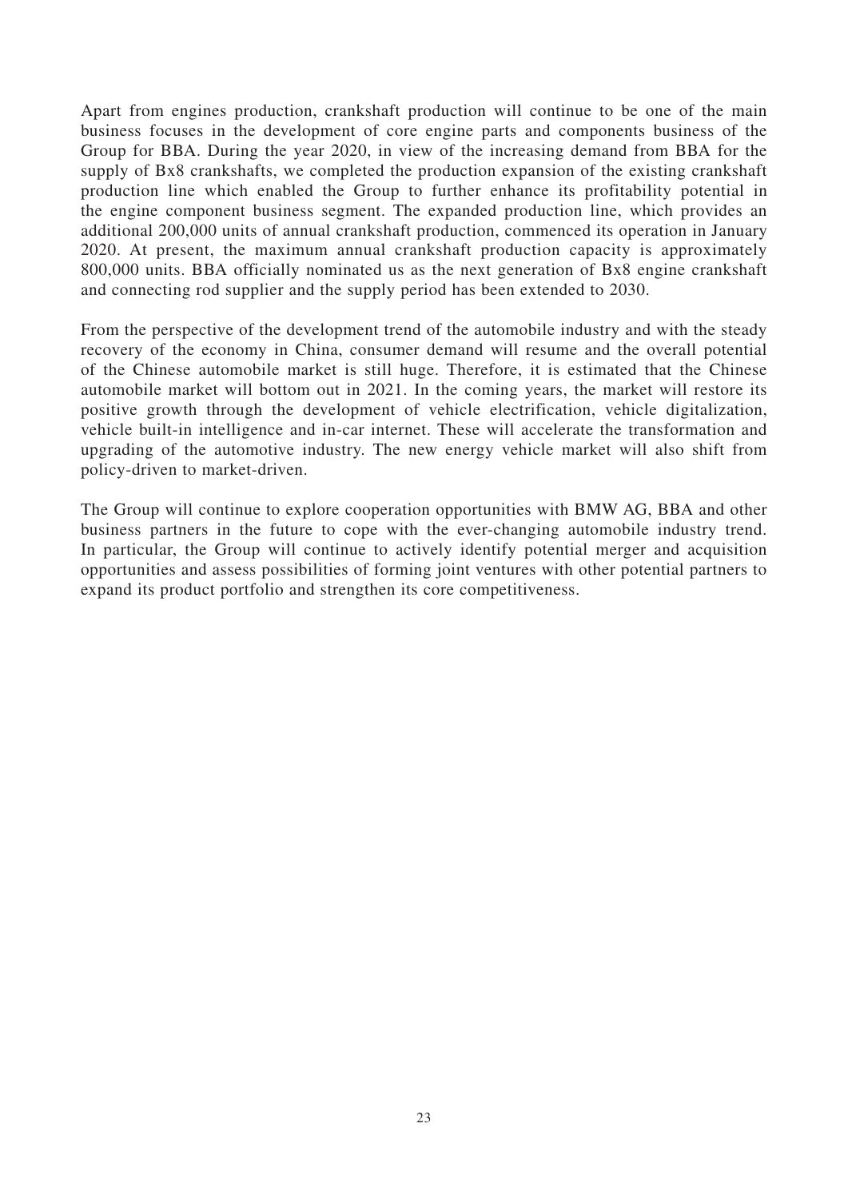Apart from engines production, crankshaft production will continue to be one of the main business focuses in the development of core engine parts and components business of the Group for BBA. During the year 2020, in view of the increasing demand from BBA for the supply of Bx8 crankshafts, we completed the production expansion of the existing crankshaft production line which enabled the Group to further enhance its profitability potential in the engine component business segment. The expanded production line, which provides an additional 200,000 units of annual crankshaft production, commenced its operation in January 2020. At present, the maximum annual crankshaft production capacity is approximately 800,000 units. BBA officially nominated us as the next generation of Bx8 engine crankshaft and connecting rod supplier and the supply period has been extended to 2030.

From the perspective of the development trend of the automobile industry and with the steady recovery of the economy in China, consumer demand will resume and the overall potential of the Chinese automobile market is still huge. Therefore, it is estimated that the Chinese automobile market will bottom out in 2021. In the coming years, the market will restore its positive growth through the development of vehicle electrification, vehicle digitalization, vehicle built-in intelligence and in-car internet. These will accelerate the transformation and upgrading of the automotive industry. The new energy vehicle market will also shift from policy-driven to market-driven.

The Group will continue to explore cooperation opportunities with BMW AG, BBA and other business partners in the future to cope with the ever-changing automobile industry trend. In particular, the Group will continue to actively identify potential merger and acquisition opportunities and assess possibilities of forming joint ventures with other potential partners to expand its product portfolio and strengthen its core competitiveness.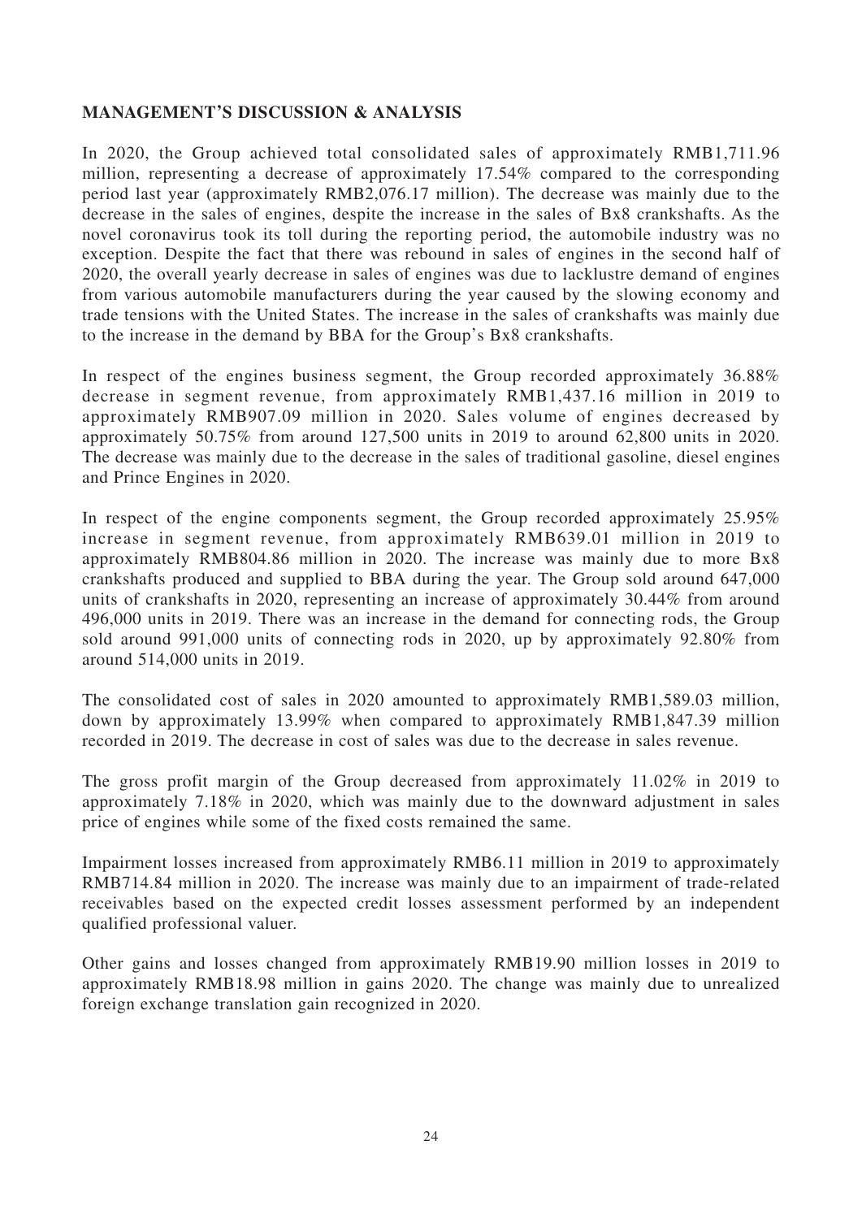## MANAGEMENT'S DISCUSSION & ANALYSIS

In 2020, the Group achieved total consolidated sales of approximately RMB1,711.96 million, representing a decrease of approximately 17.54% compared to the corresponding period last year (approximately RMB2,076.17 million). The decrease was mainly due to the decrease in the sales of engines, despite the increase in the sales of Bx8 crankshafts. As the novel coronavirus took its toll during the reporting period, the automobile industry was no exception. Despite the fact that there was rebound in sales of engines in the second half of 2020, the overall yearly decrease in sales of engines was due to lacklustre demand of engines from various automobile manufacturers during the year caused by the slowing economy and trade tensions with the United States. The increase in the sales of crankshafts was mainly due to the increase in the demand by BBA for the Group's Bx8 crankshafts.

In respect of the engines business segment, the Group recorded approximately 36.88% decrease in segment revenue, from approximately RMB1,437.16 million in 2019 to approximately RMB907.09 million in 2020. Sales volume of engines decreased by approximately 50.75% from around 127,500 units in 2019 to around 62,800 units in 2020. The decrease was mainly due to the decrease in the sales of traditional gasoline, diesel engines and Prince Engines in 2020.

In respect of the engine components segment, the Group recorded approximately 25.95% increase in segment revenue, from approximately RMB639.01 million in 2019 to approximately RMB804.86 million in 2020. The increase was mainly due to more Bx8 crankshafts produced and supplied to BBA during the year. The Group sold around 647,000 units of crankshafts in 2020, representing an increase of approximately 30.44% from around 496,000 units in 2019. There was an increase in the demand for connecting rods, the Group sold around 991,000 units of connecting rods in 2020, up by approximately 92.80% from around 514,000 units in 2019.

The consolidated cost of sales in 2020 amounted to approximately RMB1,589.03 million, down by approximately 13.99% when compared to approximately RMB1,847.39 million recorded in 2019. The decrease in cost of sales was due to the decrease in sales revenue.

The gross profit margin of the Group decreased from approximately 11.02% in 2019 to approximately 7.18% in 2020, which was mainly due to the downward adjustment in sales price of engines while some of the fixed costs remained the same.

Impairment losses increased from approximately RMB6.11 million in 2019 to approximately RMB714.84 million in 2020. The increase was mainly due to an impairment of trade-related receivables based on the expected credit losses assessment performed by an independent qualified professional valuer.

Other gains and losses changed from approximately RMB19.90 million losses in 2019 to approximately RMB18.98 million in gains 2020. The change was mainly due to unrealized foreign exchange translation gain recognized in 2020.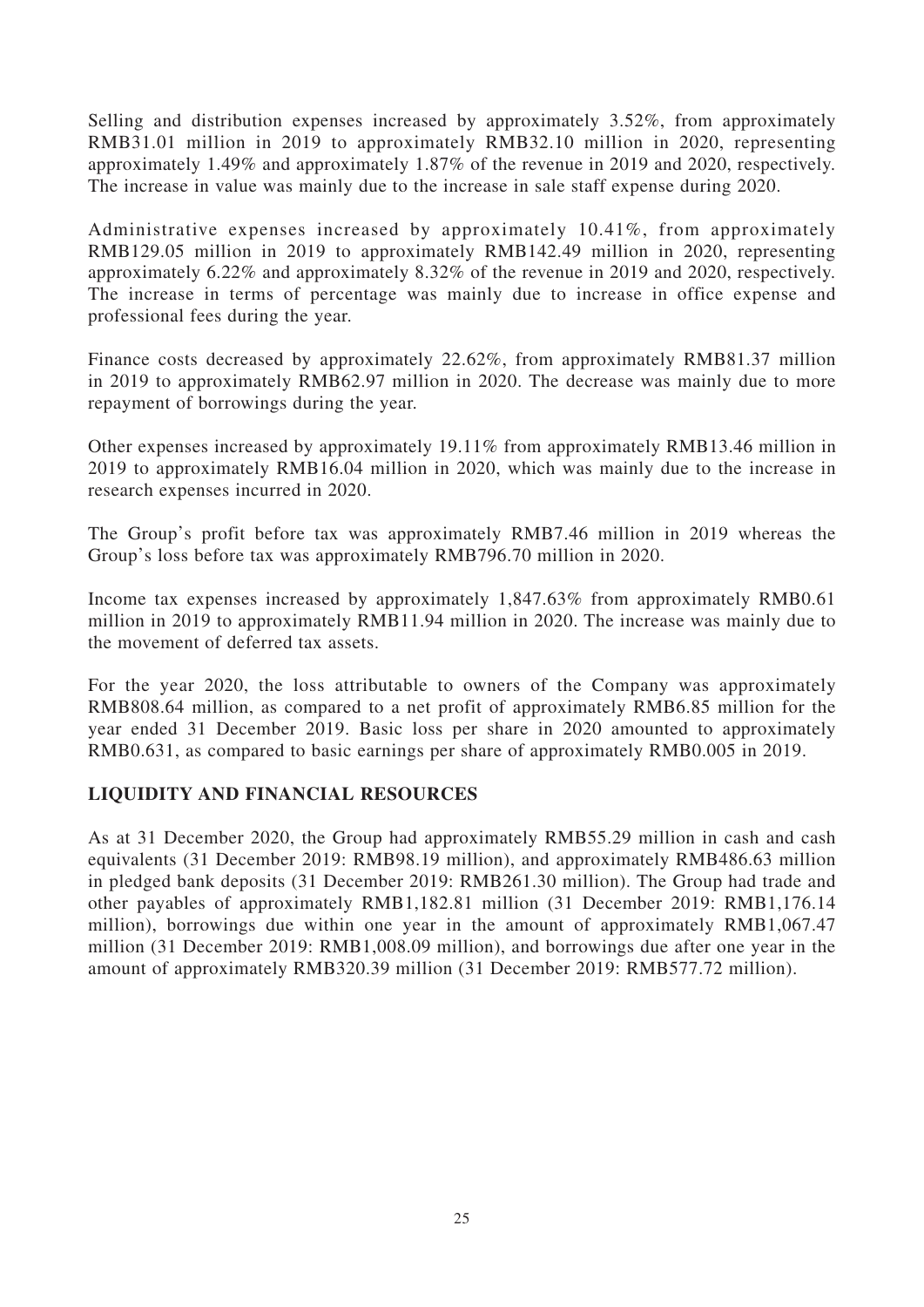Selling and distribution expenses increased by approximately 3.52%, from approximately RMB31.01 million in 2019 to approximately RMB32.10 million in 2020, representing approximately 1.49% and approximately 1.87% of the revenue in 2019 and 2020, respectively. The increase in value was mainly due to the increase in sale staff expense during 2020.

Administrative expenses increased by approximately 10.41%, from approximately RMB129.05 million in 2019 to approximately RMB142.49 million in 2020, representing approximately 6.22% and approximately 8.32% of the revenue in 2019 and 2020, respectively. The increase in terms of percentage was mainly due to increase in office expense and professional fees during the year.

Finance costs decreased by approximately 22.62%, from approximately RMB81.37 million in 2019 to approximately RMB62.97 million in 2020. The decrease was mainly due to more repayment of borrowings during the year.

Other expenses increased by approximately 19.11% from approximately RMB13.46 million in 2019 to approximately RMB16.04 million in 2020, which was mainly due to the increase in research expenses incurred in 2020.

The Group's profit before tax was approximately RMB7.46 million in 2019 whereas the Group's loss before tax was approximately RMB796.70 million in 2020.

Income tax expenses increased by approximately 1,847.63% from approximately RMB0.61 million in 2019 to approximately RMB11.94 million in 2020. The increase was mainly due to the movement of deferred tax assets.

For the year 2020, the loss attributable to owners of the Company was approximately RMB808.64 million, as compared to a net profit of approximately RMB6.85 million for the year ended 31 December 2019. Basic loss per share in 2020 amounted to approximately RMB0.631, as compared to basic earnings per share of approximately RMB0.005 in 2019.

## LIQUIDITY AND FINANCIAL RESOURCES

As at 31 December 2020, the Group had approximately RMB55.29 million in cash and cash equivalents (31 December 2019: RMB98.19 million), and approximately RMB486.63 million in pledged bank deposits (31 December 2019: RMB261.30 million). The Group had trade and other payables of approximately RMB1,182.81 million (31 December 2019: RMB1,176.14 million), borrowings due within one year in the amount of approximately RMB1,067.47 million (31 December 2019: RMB1,008.09 million), and borrowings due after one year in the amount of approximately RMB320.39 million (31 December 2019: RMB577.72 million).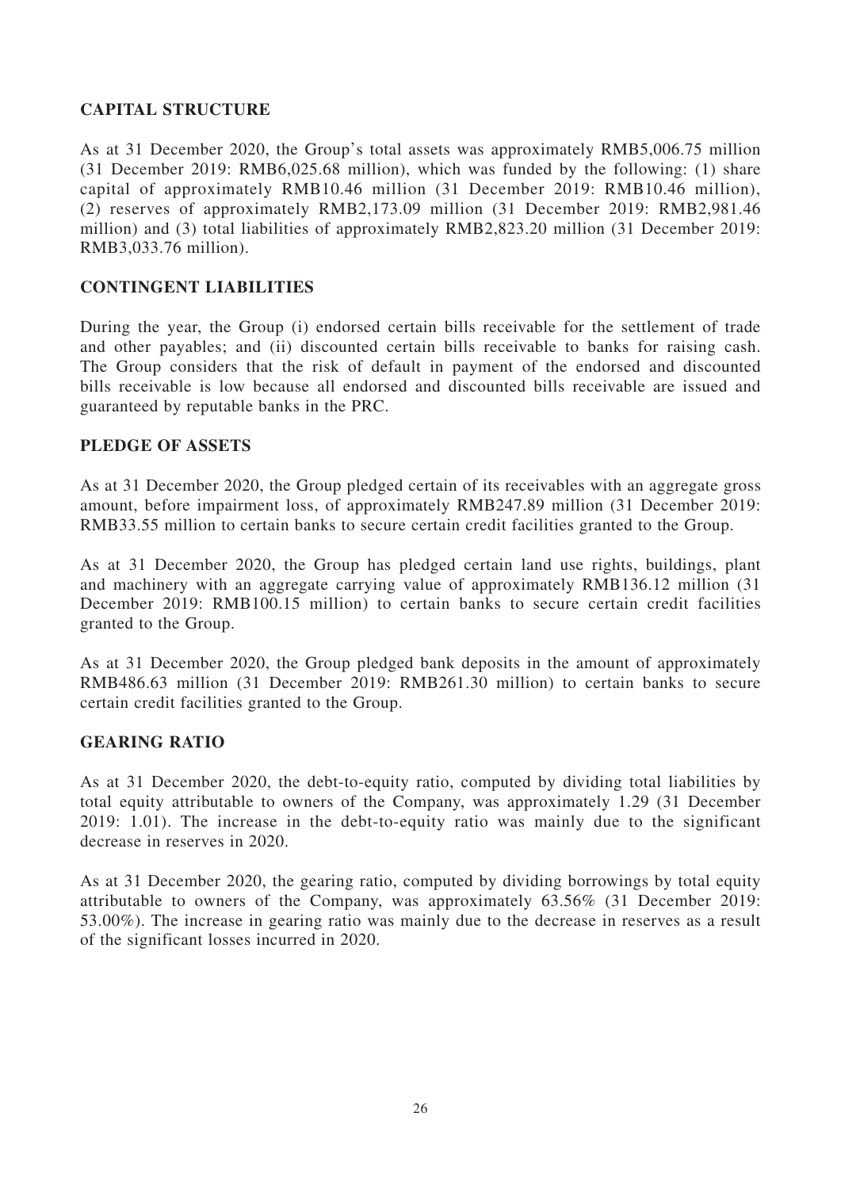## CAPITAL STRUCTURE

As at 31 December 2020, the Group's total assets was approximately RMB5,006.75 million (31 December 2019: RMB6,025.68 million), which was funded by the following: (1) share capital of approximately RMB10.46 million (31 December 2019: RMB10.46 million), (2) reserves of approximately RMB2,173.09 million (31 December 2019: RMB2,981.46 million) and (3) total liabilities of approximately RMB2,823.20 million (31 December 2019: RMB3,033.76 million).

## CONTINGENT LIABILITIES

During the year, the Group (i) endorsed certain bills receivable for the settlement of trade and other payables; and (ii) discounted certain bills receivable to banks for raising cash. The Group considers that the risk of default in payment of the endorsed and discounted bills receivable is low because all endorsed and discounted bills receivable are issued and guaranteed by reputable banks in the PRC.

## PLEDGE OF ASSETS

As at 31 December 2020, the Group pledged certain of its receivables with an aggregate gross amount, before impairment loss, of approximately RMB247.89 million (31 December 2019: RMB33.55 million to certain banks to secure certain credit facilities granted to the Group.

As at 31 December 2020, the Group has pledged certain land use rights, buildings, plant and machinery with an aggregate carrying value of approximately RMB136.12 million (31 December 2019: RMB100.15 million) to certain banks to secure certain credit facilities granted to the Group.

As at 31 December 2020, the Group pledged bank deposits in the amount of approximately RMB486.63 million (31 December 2019: RMB261.30 million) to certain banks to secure certain credit facilities granted to the Group.

## GEARING RATIO

As at 31 December 2020, the debt-to-equity ratio, computed by dividing total liabilities by total equity attributable to owners of the Company, was approximately 1.29 (31 December 2019: 1.01). The increase in the debt-to-equity ratio was mainly due to the significant decrease in reserves in 2020.

As at 31 December 2020, the gearing ratio, computed by dividing borrowings by total equity attributable to owners of the Company, was approximately 63.56% (31 December 2019: 53.00%). The increase in gearing ratio was mainly due to the decrease in reserves as a result of the significant losses incurred in 2020.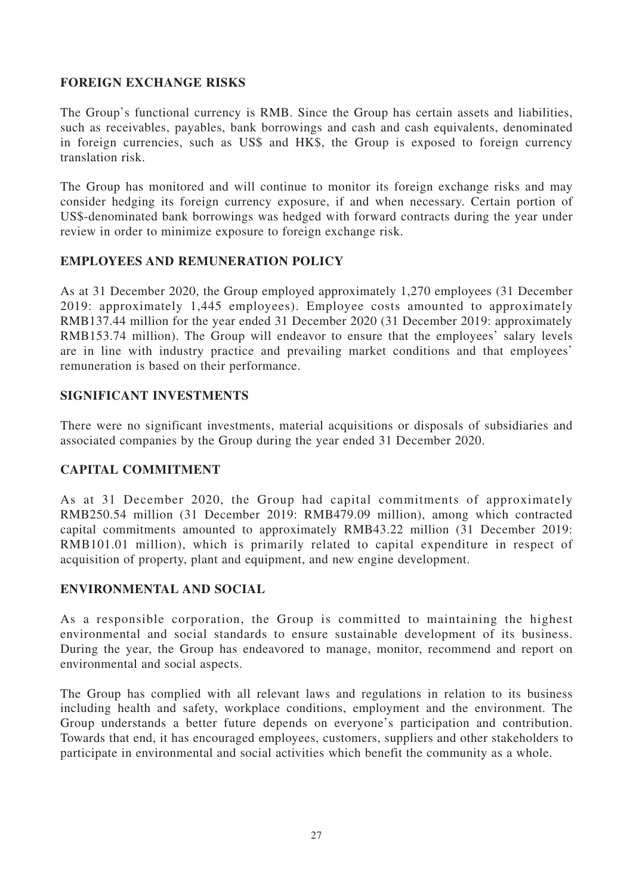## FOREIGN EXCHANGE RISKS

The Group's functional currency is RMB. Since the Group has certain assets and liabilities, such as receivables, payables, bank borrowings and cash and cash equivalents, denominated in foreign currencies, such as US$ and HK$, the Group is exposed to foreign currency translation risk.

The Group has monitored and will continue to monitor its foreign exchange risks and may consider hedging its foreign currency exposure, if and when necessary. Certain portion of US$-denominated bank borrowings was hedged with forward contracts during the year under review in order to minimize exposure to foreign exchange risk.

## EMPLOYEES AND REMUNERATION POLICY

As at 31 December 2020, the Group employed approximately 1,270 employees (31 December 2019: approximately 1,445 employees). Employee costs amounted to approximately RMB137.44 million for the year ended 31 December 2020 (31 December 2019: approximately RMB153.74 million). The Group will endeavor to ensure that the employees' salary levels are in line with industry practice and prevailing market conditions and that employees' remuneration is based on their performance.

## SIGNIFICANT INVESTMENTS

There were no significant investments, material acquisitions or disposals of subsidiaries and associated companies by the Group during the year ended 31 December 2020.

## CAPITAL COMMITMENT

As at 31 December 2020, the Group had capital commitments of approximately RMB250.54 million (31 December 2019: RMB479.09 million), among which contracted capital commitments amounted to approximately RMB43.22 million (31 December 2019: RMB101.01 million), which is primarily related to capital expenditure in respect of acquisition of property, plant and equipment, and new engine development.

## ENVIRONMENTAL AND SOCIAL

As a responsible corporation, the Group is committed to maintaining the highest environmental and social standards to ensure sustainable development of its business. During the year, the Group has endeavored to manage, monitor, recommend and report on environmental and social aspects.

The Group has complied with all relevant laws and regulations in relation to its business including health and safety, workplace conditions, employment and the environment. The Group understands a better future depends on everyone's participation and contribution. Towards that end, it has encouraged employees, customers, suppliers and other stakeholders to participate in environmental and social activities which benefit the community as a whole.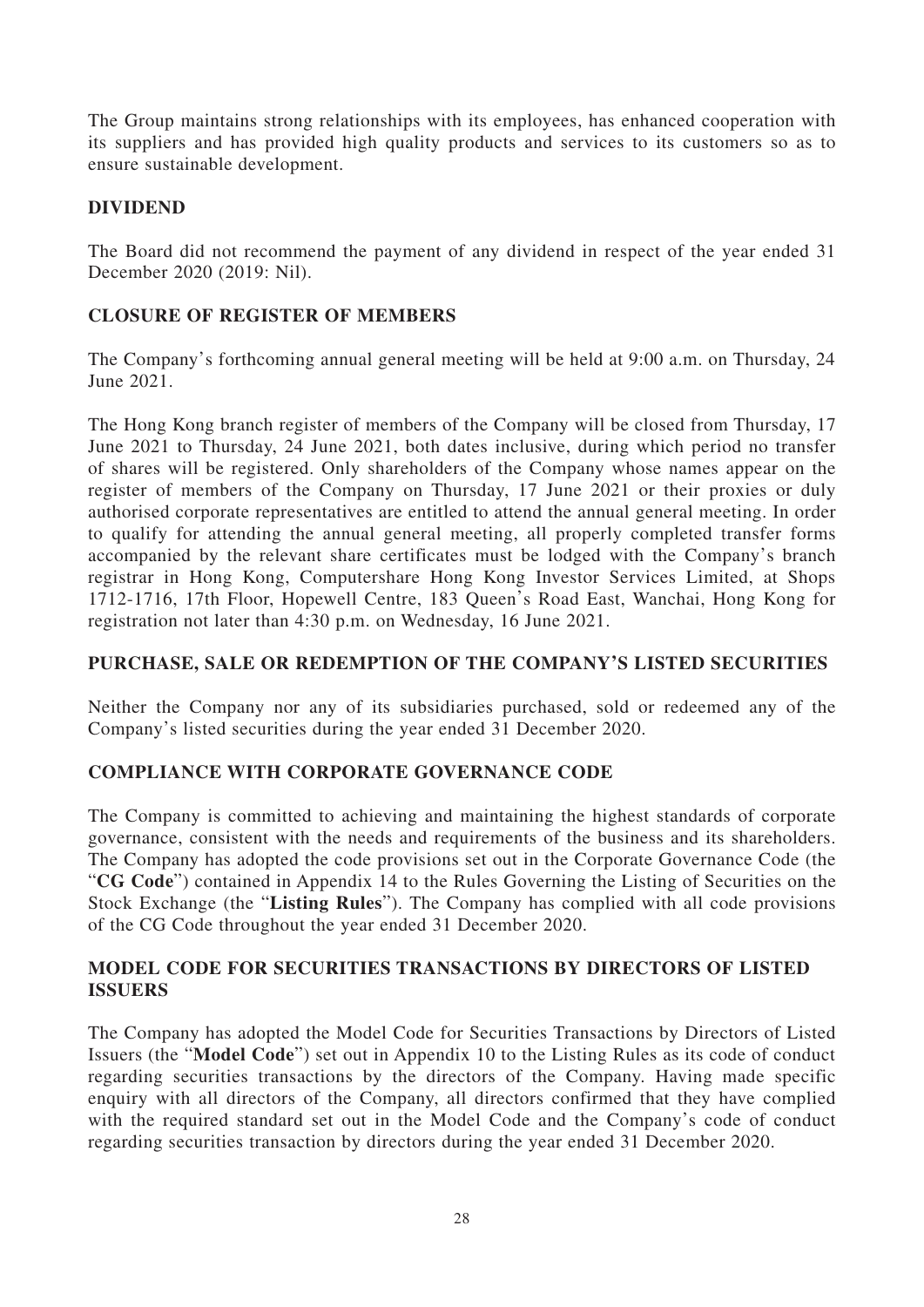The Group maintains strong relationships with its employees, has enhanced cooperation with its suppliers and has provided high quality products and services to its customers so as to ensure sustainable development.

## DIVIDEND

The Board did not recommend the payment of any dividend in respect of the year ended 31 December 2020 (2019: Nil).

## CLOSURE OF REGISTER OF MEMBERS

The Company's forthcoming annual general meeting will be held at 9:00 a.m. on Thursday, 24 June 2021.

The Hong Kong branch register of members of the Company will be closed from Thursday, 17 June 2021 to Thursday, 24 June 2021, both dates inclusive, during which period no transfer of shares will be registered. Only shareholders of the Company whose names appear on the register of members of the Company on Thursday, 17 June 2021 or their proxies or duly authorised corporate representatives are entitled to attend the annual general meeting. In order to qualify for attending the annual general meeting, all properly completed transfer forms accompanied by the relevant share certificates must be lodged with the Company's branch registrar in Hong Kong, Computershare Hong Kong Investor Services Limited, at Shops 1712-1716, 17th Floor, Hopewell Centre, 183 Queen's Road East, Wanchai, Hong Kong for registration not later than 4:30 p.m. on Wednesday, 16 June 2021.

## PURCHASE, SALE OR REDEMPTION OF THE COMPANY'S LISTED SECURITIES

Neither the Company nor any of its subsidiaries purchased, sold or redeemed any of the Company's listed securities during the year ended 31 December 2020.

## COMPLIANCE WITH CORPORATE GOVERNANCE CODE

The Company is committed to achieving and maintaining the highest standards of corporate governance, consistent with the needs and requirements of the business and its shareholders. The Company has adopted the code provisions set out in the Corporate Governance Code (the "**CG Code**") contained in Appendix 14 to the Rules Governing the Listing of Securities on the Stock Exchange (the "**Listing Rules**"). The Company has complied with all code provisions of the CG Code throughout the year ended 31 December 2020.

## MODEL CODE FOR SECURITIES TRANSACTIONS BY DIRECTORS OF LISTED ISSUERS

The Company has adopted the Model Code for Securities Transactions by Directors of Listed Issuers (the "**Model Code**") set out in Appendix 10 to the Listing Rules as its code of conduct regarding securities transactions by the directors of the Company. Having made specific enquiry with all directors of the Company, all directors confirmed that they have complied with the required standard set out in the Model Code and the Company's code of conduct regarding securities transaction by directors during the year ended 31 December 2020.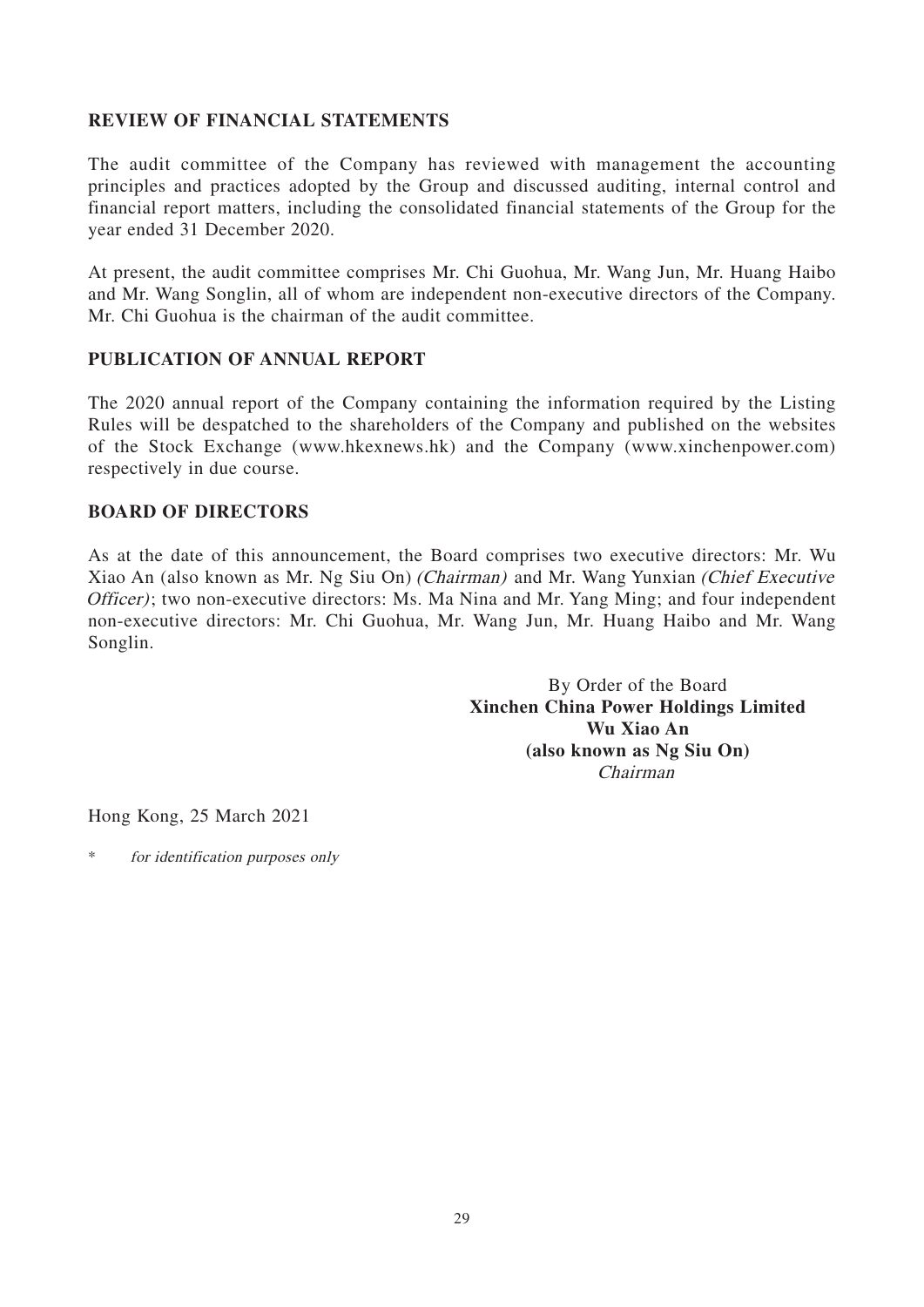## REVIEW OF FINANCIAL STATEMENTS

The audit committee of the Company has reviewed with management the accounting principles and practices adopted by the Group and discussed auditing, internal control and financial report matters, including the consolidated financial statements of the Group for the year ended 31 December 2020.

At present, the audit committee comprises Mr. Chi Guohua, Mr. Wang Jun, Mr. Huang Haibo and Mr. Wang Songlin, all of whom are independent non-executive directors of the Company. Mr. Chi Guohua is the chairman of the audit committee.

## PUBLICATION OF ANNUAL REPORT

The 2020 annual report of the Company containing the information required by the Listing Rules will be despatched to the shareholders of the Company and published on the websites of the Stock Exchange (www.hkexnews.hk) and the Company (www.xinchenpower.com) respectively in due course.

## BOARD OF DIRECTORS

As at the date of this announcement, the Board comprises two executive directors: Mr. Wu Xiao An (also known as Mr. Ng Siu On) *(Chairman)* and Mr. Wang Yunxian *(Chief Executive Officer)*; two non-executive directors: Ms. Ma Nina and Mr. Yang Ming; and four independent non-executive directors: Mr. Chi Guohua, Mr. Wang Jun, Mr. Huang Haibo and Mr. Wang Songlin.

By Order of the Board
**Xinchen China Power Holdings Limited**
**Wu Xiao An**
**(also known as Ng Siu On)**
*Chairman*

Hong Kong, 25 March 2021

\* *for identification purposes only*